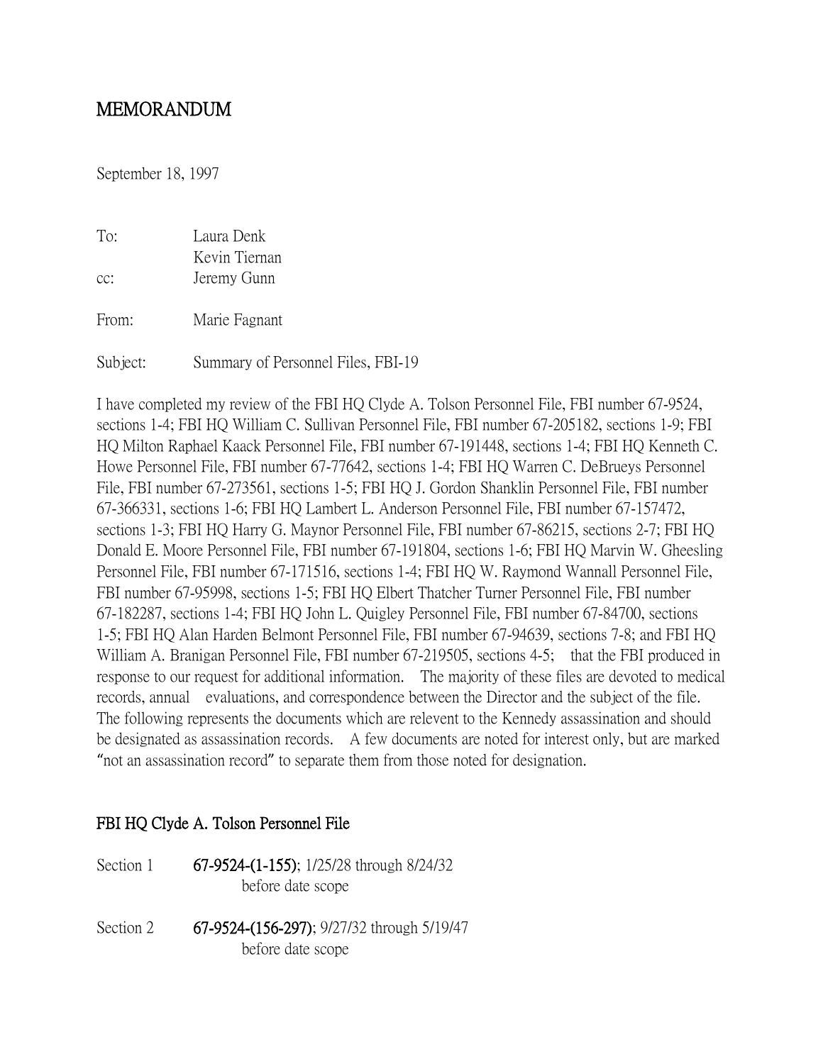# MEMORANDUM

September 18, 1997

To: Laura Denk
Kevin Tiernan
cc: Jeremy Gunn

From: Marie Fagnant

Subject: Summary of Personnel Files, FBI-19

I have completed my review of the FBI HQ Clyde A. Tolson Personnel File, FBI number 67-9524, sections 1-4; FBI HQ William C. Sullivan Personnel File, FBI number 67-205182, sections 1-9; FBI HQ Milton Raphael Kaack Personnel File, FBI number 67-191448, sections 1-4; FBI HQ Kenneth C. Howe Personnel File, FBI number 67-77642, sections 1-4; FBI HQ Warren C. DeBrueys Personnel File, FBI number 67-273561, sections 1-5; FBI HQ J. Gordon Shanklin Personnel File, FBI number 67-366331, sections 1-6; FBI HQ Lambert L. Anderson Personnel File, FBI number 67-157472, sections 1-3; FBI HQ Harry G. Maynor Personnel File, FBI number 67-86215, sections 2-7; FBI HQ Donald E. Moore Personnel File, FBI number 67-191804, sections 1-6; FBI HQ Marvin W. Gheesling Personnel File, FBI number 67-171516, sections 1-4; FBI HQ W. Raymond Wannall Personnel File, FBI number 67-95998, sections 1-5; FBI HQ Elbert Thatcher Turner Personnel File, FBI number 67-182287, sections 1-4; FBI HQ John L. Quigley Personnel File, FBI number 67-84700, sections 1-5; FBI HQ Alan Harden Belmont Personnel File, FBI number 67-94639, sections 7-8; and FBI HQ William A. Branigan Personnel File, FBI number 67-219505, sections 4-5; that the FBI produced in response to our request for additional information. The majority of these files are devoted to medical records, annual evaluations, and correspondence between the Director and the subject of the file. The following represents the documents which are relevent to the Kennedy assassination and should be designated as assassination records. A few documents are noted for interest only, but are marked "not an assassination record" to separate them from those noted for designation.

## FBI HQ Clyde A. Tolson Personnel File

Section 1 **67-9524-(1-155)**; 1/25/28 through 8/24/32
before date scope

Section 2 **67-9524-(156-297)**; 9/27/32 through 5/19/47
before date scope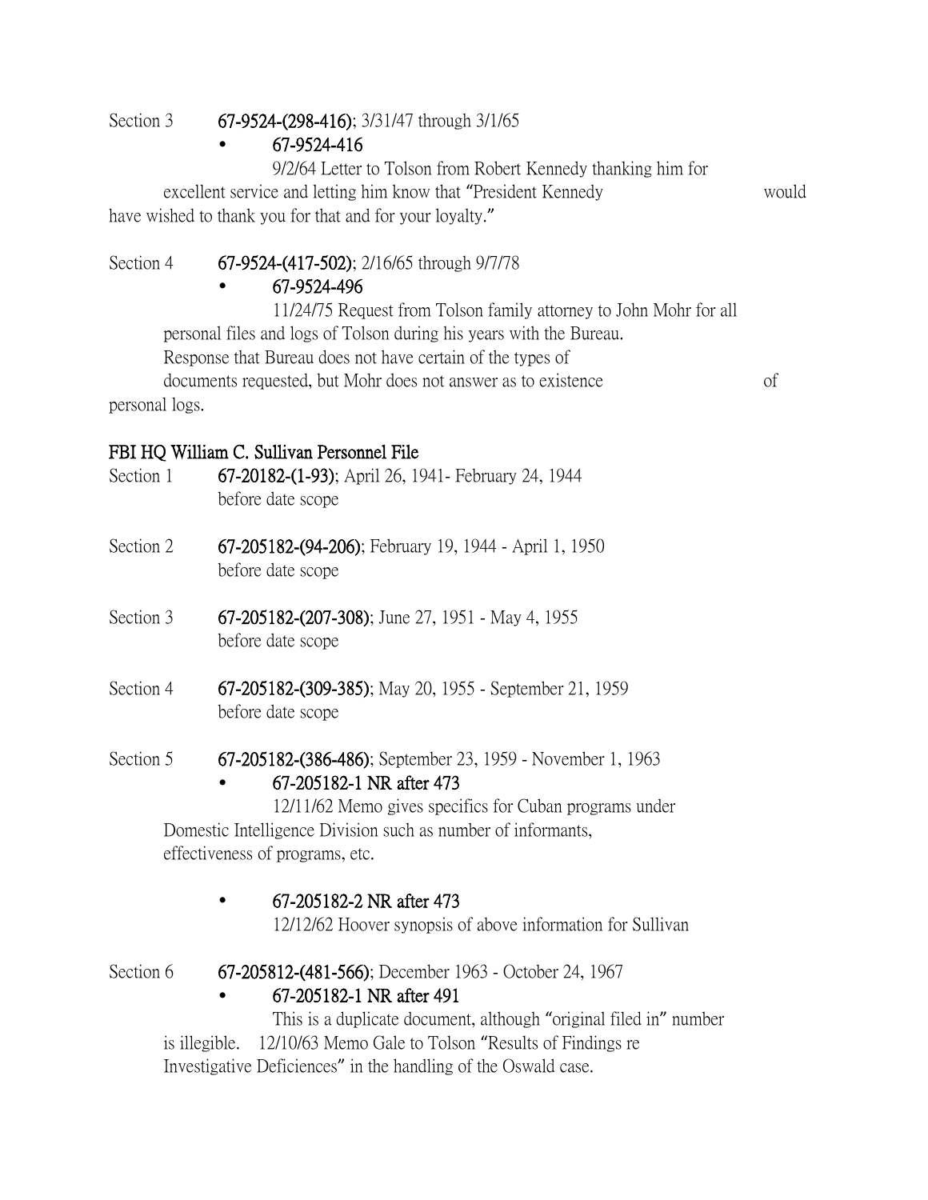Section 3 **67-9524-(298-416)**; 3/31/47 through 3/1/65

- **67-9524-416**

  9/2/64 Letter to Tolson from Robert Kennedy thanking him for excellent service and letting him know that "President Kennedy would have wished to thank you for that and for your loyalty."

Section 4 **67-9524-(417-502)**; 2/16/65 through 9/7/78

- **67-9524-496**

  11/24/75 Request from Tolson family attorney to John Mohr for all personal files and logs of Tolson during his years with the Bureau. Response that Bureau does not have certain of the types of documents requested, but Mohr does not answer as to existence of personal logs.

**FBI HQ William C. Sullivan Personnel File**

Section 1 **67-20182-(1-93)**; April 26, 1941- February 24, 1944
before date scope

Section 2 **67-205182-(94-206)**; February 19, 1944 - April 1, 1950
before date scope

Section 3 **67-205182-(207-308)**; June 27, 1951 - May 4, 1955
before date scope

Section 4 **67-205182-(309-385)**; May 20, 1955 - September 21, 1959
before date scope

Section 5 **67-205182-(386-486)**; September 23, 1959 - November 1, 1963

- **67-205182-1 NR after 473**

  12/11/62 Memo gives specifics for Cuban programs under Domestic Intelligence Division such as number of informants, effectiveness of programs, etc.

- **67-205182-2 NR after 473**

  12/12/62 Hoover synopsis of above information for Sullivan

Section 6 **67-205812-(481-566)**; December 1963 - October 24, 1967

- **67-205182-1 NR after 491**

  This is a duplicate document, although "original filed in" number is illegible. 12/10/63 Memo Gale to Tolson "Results of Findings re Investigative Deficiences" in the handling of the Oswald case.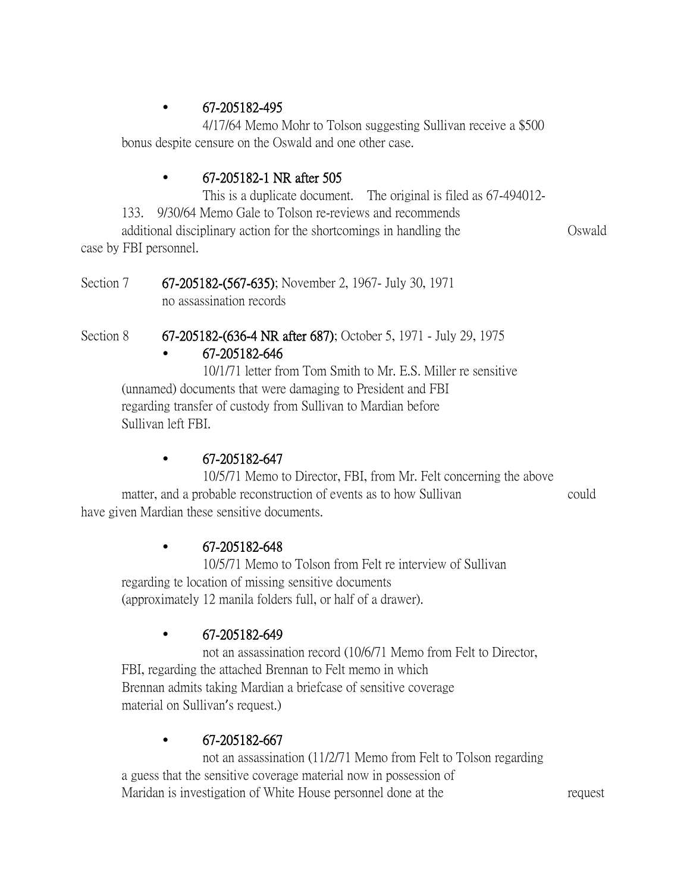- **67-205182-495**

  4/17/64 Memo Mohr to Tolson suggesting Sullivan receive a $500 bonus despite censure on the Oswald and one other case.

- **67-205182-1 NR after 505**

  This is a duplicate document. The original is filed as 67-494012-133. 9/30/64 Memo Gale to Tolson re-reviews and recommends additional disciplinary action for the shortcomings in handling the Oswald case by FBI personnel.

Section 7 **67-205182-(567-635)**; November 2, 1967- July 30, 1971
no assassination records

Section 8 **67-205182-(636-4 NR after 687)**; October 5, 1971 - July 29, 1975

- **67-205182-646**

  10/1/71 letter from Tom Smith to Mr. E.S. Miller re sensitive (unnamed) documents that were damaging to President and FBI regarding transfer of custody from Sullivan to Mardian before Sullivan left FBI.

- **67-205182-647**

  10/5/71 Memo to Director, FBI, from Mr. Felt concerning the above matter, and a probable reconstruction of events as to how Sullivan could have given Mardian these sensitive documents.

- **67-205182-648**

  10/5/71 Memo to Tolson from Felt re interview of Sullivan regarding te location of missing sensitive documents (approximately 12 manila folders full, or half of a drawer).

- **67-205182-649**

  not an assassination record (10/6/71 Memo from Felt to Director, FBI, regarding the attached Brennan to Felt memo in which Brennan admits taking Mardian a briefcase of sensitive coverage material on Sullivan's request.)

- **67-205182-667**

  not an assassination (11/2/71 Memo from Felt to Tolson regarding a guess that the sensitive coverage material now in possession of Maridan is investigation of White House personnel done at the request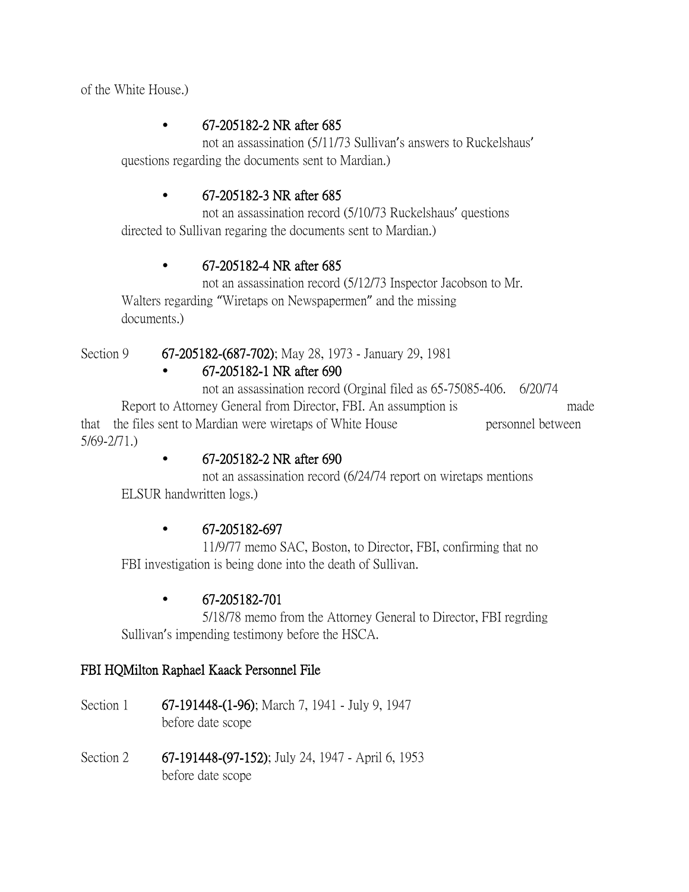of the White House.)

- **67-205182-2 NR after 685**
  not an assassination (5/11/73 Sullivan's answers to Ruckelshaus' questions regarding the documents sent to Mardian.)

- **67-205182-3 NR after 685**
  not an assassination record (5/10/73 Ruckelshaus' questions directed to Sullivan regaring the documents sent to Mardian.)

- **67-205182-4 NR after 685**
  not an assassination record (5/12/73 Inspector Jacobson to Mr. Walters regarding "Wiretaps on Newspapermen" and the missing documents.)

Section 9 **67-205182-(687-702)**; May 28, 1973 - January 29, 1981

- **67-205182-1 NR after 690**
  not an assassination record (Orginal filed as 65-75085-406. 6/20/74 Report to Attorney General from Director, FBI. An assumption is made that the files sent to Mardian were wiretaps of White House personnel between 5/69-2/71.)

- **67-205182-2 NR after 690**
  not an assassination record (6/24/74 report on wiretaps mentions ELSUR handwritten logs.)

- **67-205182-697**
  11/9/77 memo SAC, Boston, to Director, FBI, confirming that no FBI investigation is being done into the death of Sullivan.

- **67-205182-701**
  5/18/78 memo from the Attorney General to Director, FBI regrding Sullivan's impending testimony before the HSCA.

**FBI HQMilton Raphael Kaack Personnel File**

Section 1 **67-191448-(1-96)**; March 7, 1941 - July 9, 1947
before date scope

Section 2 **67-191448-(97-152)**; July 24, 1947 - April 6, 1953
before date scope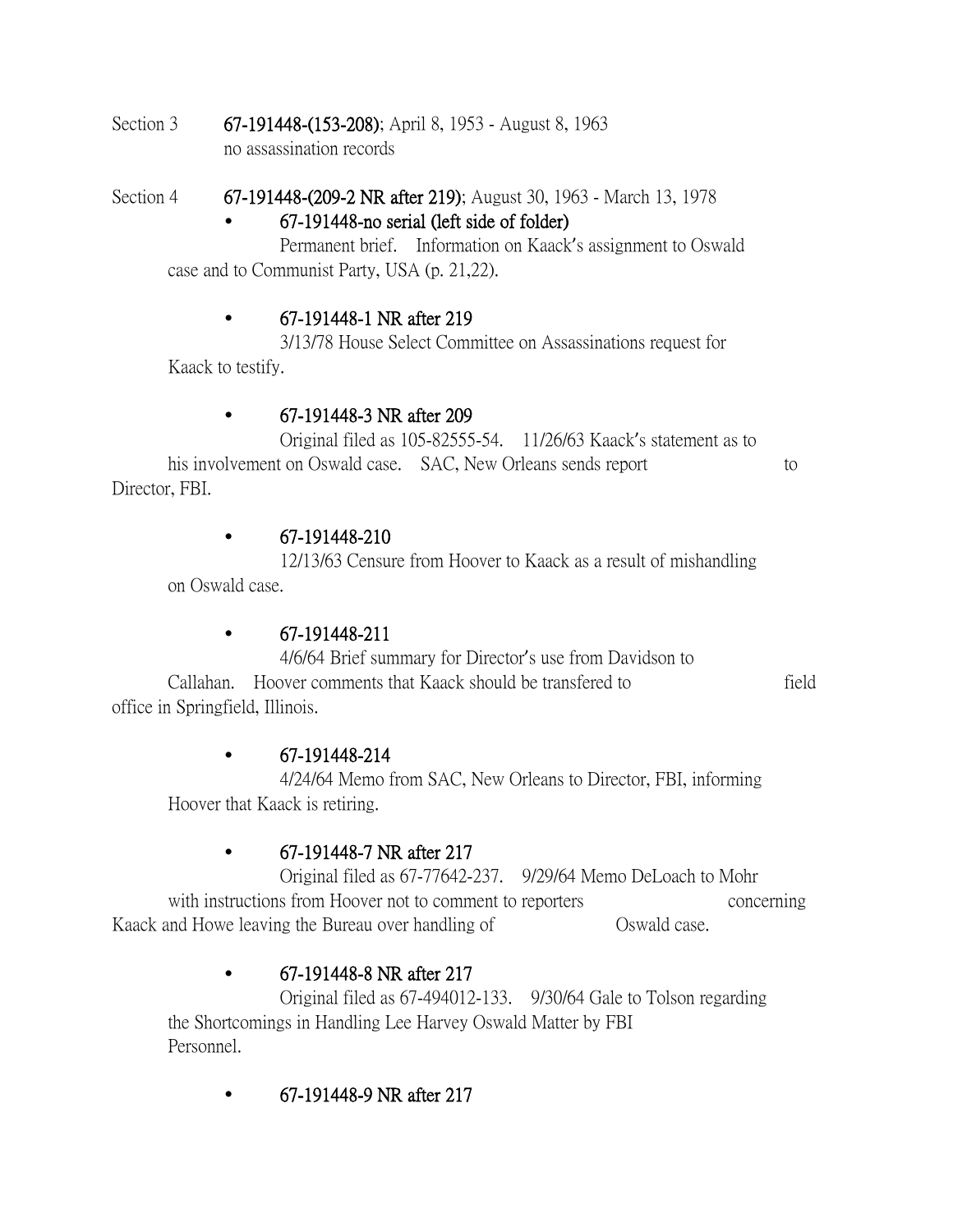Section 3 **67-191448-(153-208)**; April 8, 1953 - August 8, 1963
no assassination records

Section 4 **67-191448-(209-2 NR after 219)**; August 30, 1963 - March 13, 1978

- **67-191448-no serial (left side of folder)**
  Permanent brief. Information on Kaack's assignment to Oswald case and to Communist Party, USA (p. 21,22).

- **67-191448-1 NR after 219**
  3/13/78 House Select Committee on Assassinations request for Kaack to testify.

- **67-191448-3 NR after 209**
  Original filed as 105-82555-54. 11/26/63 Kaack's statement as to his involvement on Oswald case. SAC, New Orleans sends report to Director, FBI.

- **67-191448-210**
  12/13/63 Censure from Hoover to Kaack as a result of mishandling on Oswald case.

- **67-191448-211**
  4/6/64 Brief summary for Director's use from Davidson to Callahan. Hoover comments that Kaack should be transfered to field office in Springfield, Illinois.

- **67-191448-214**
  4/24/64 Memo from SAC, New Orleans to Director, FBI, informing Hoover that Kaack is retiring.

- **67-191448-7 NR after 217**
  Original filed as 67-77642-237. 9/29/64 Memo DeLoach to Mohr with instructions from Hoover not to comment to reporters concerning Kaack and Howe leaving the Bureau over handling of Oswald case.

- **67-191448-8 NR after 217**
  Original filed as 67-494012-133. 9/30/64 Gale to Tolson regarding the Shortcomings in Handling Lee Harvey Oswald Matter by FBI Personnel.

- **67-191448-9 NR after 217**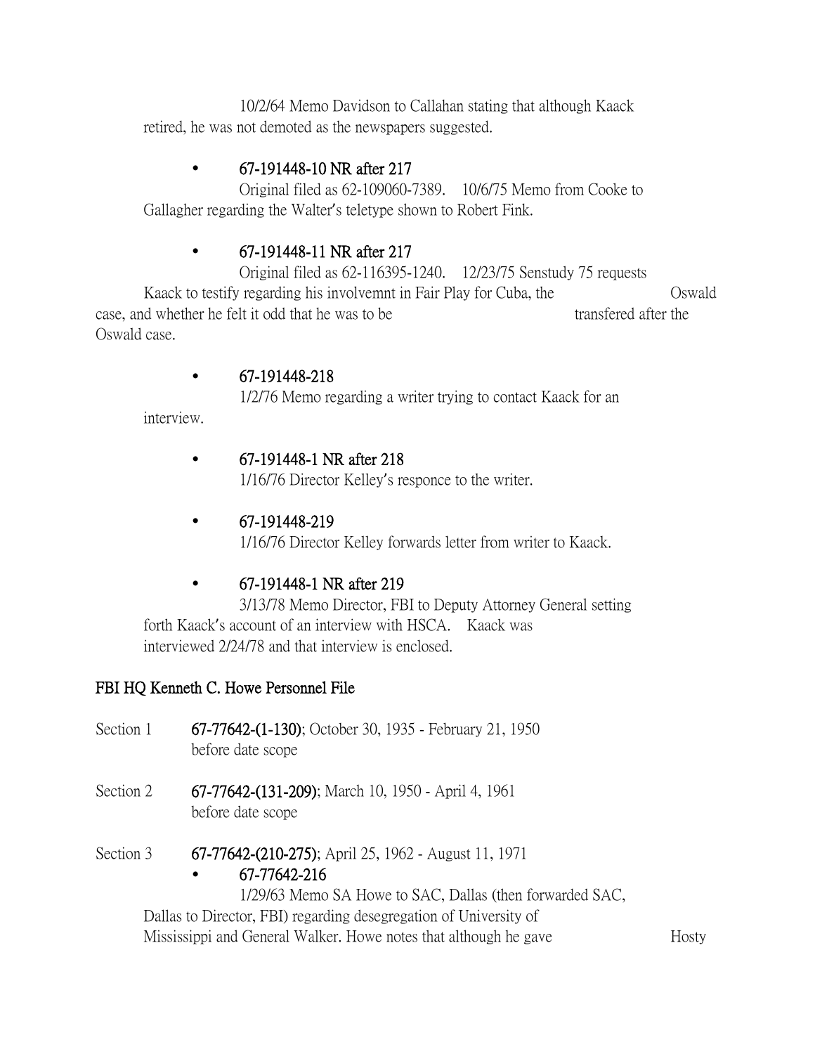10/2/64 Memo Davidson to Callahan stating that although Kaack retired, he was not demoted as the newspapers suggested.

- **67-191448-10 NR after 217**
  Original filed as 62-109060-7389. 10/6/75 Memo from Cooke to Gallagher regarding the Walter's teletype shown to Robert Fink.

- **67-191448-11 NR after 217**
  Original filed as 62-116395-1240. 12/23/75 Senstudy 75 requests Kaack to testify regarding his involvemnt in Fair Play for Cuba, the Oswald case, and whether he felt it odd that he was to be transfered after the Oswald case.

- **67-191448-218**
  1/2/76 Memo regarding a writer trying to contact Kaack for an interview.

- **67-191448-1 NR after 218**
  1/16/76 Director Kelley's responce to the writer.

- **67-191448-219**
  1/16/76 Director Kelley forwards letter from writer to Kaack.

- **67-191448-1 NR after 219**
  3/13/78 Memo Director, FBI to Deputy Attorney General setting forth Kaack's account of an interview with HSCA. Kaack was interviewed 2/24/78 and that interview is enclosed.

## FBI HQ Kenneth C. Howe Personnel File

Section 1 **67-77642-(1-130)**; October 30, 1935 - February 21, 1950
before date scope

Section 2 **67-77642-(131-209)**; March 10, 1950 - April 4, 1961
before date scope

Section 3 **67-77642-(210-275)**; April 25, 1962 - August 11, 1971

- **67-77642-216**
  1/29/63 Memo SA Howe to SAC, Dallas (then forwarded SAC, Dallas to Director, FBI) regarding desegregation of University of Mississippi and General Walker. Howe notes that although he gave Hosty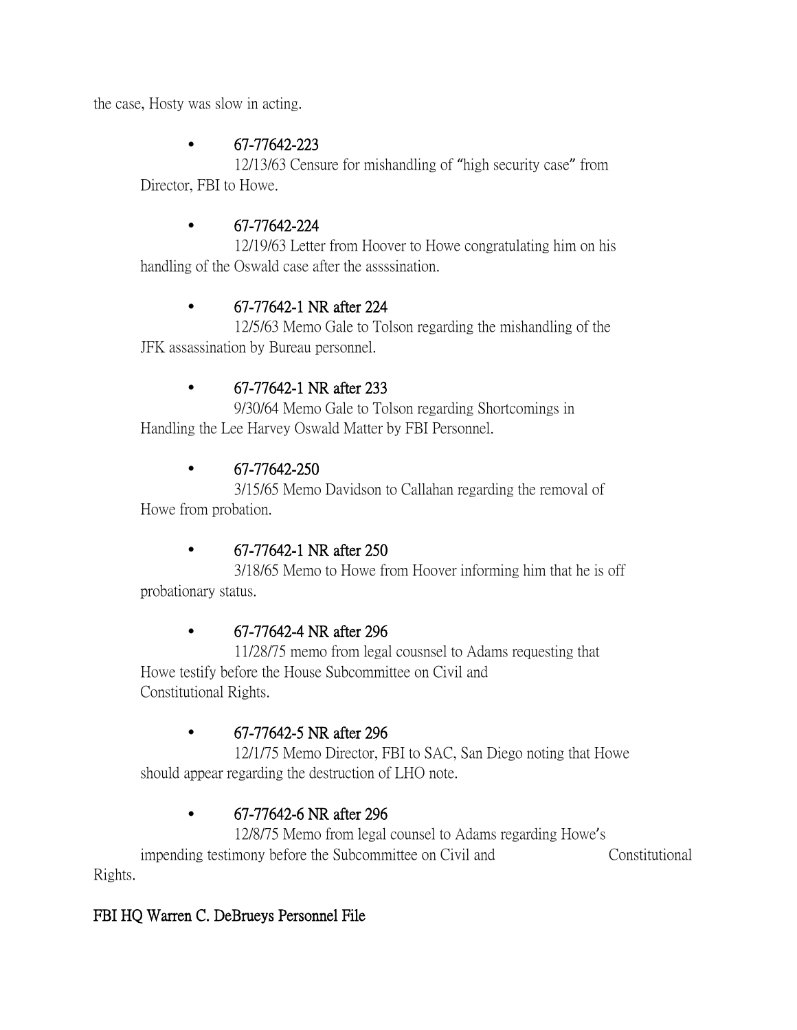the case, Hosty was slow in acting.

- 67-77642-223

  12/13/63 Censure for mishandling of "high security case" from Director, FBI to Howe.

- 67-77642-224

  12/19/63 Letter from Hoover to Howe congratulating him on his handling of the Oswald case after the assssination.

- 67-77642-1 NR after 224

  12/5/63 Memo Gale to Tolson regarding the mishandling of the JFK assassination by Bureau personnel.

- 67-77642-1 NR after 233

  9/30/64 Memo Gale to Tolson regarding Shortcomings in Handling the Lee Harvey Oswald Matter by FBI Personnel.

- 67-77642-250

  3/15/65 Memo Davidson to Callahan regarding the removal of Howe from probation.

- 67-77642-1 NR after 250

  3/18/65 Memo to Howe from Hoover informing him that he is off probationary status.

- 67-77642-4 NR after 296

  11/28/75 memo from legal cousnsel to Adams requesting that Howe testify before the House Subcommittee on Civil and Constitutional Rights.

- 67-77642-5 NR after 296

  12/1/75 Memo Director, FBI to SAC, San Diego noting that Howe should appear regarding the destruction of LHO note.

- 67-77642-6 NR after 296

  12/8/75 Memo from legal counsel to Adams regarding Howe's impending testimony before the Subcommittee on Civil and Constitutional Rights.

**FBI HQ Warren C. DeBrueys Personnel File**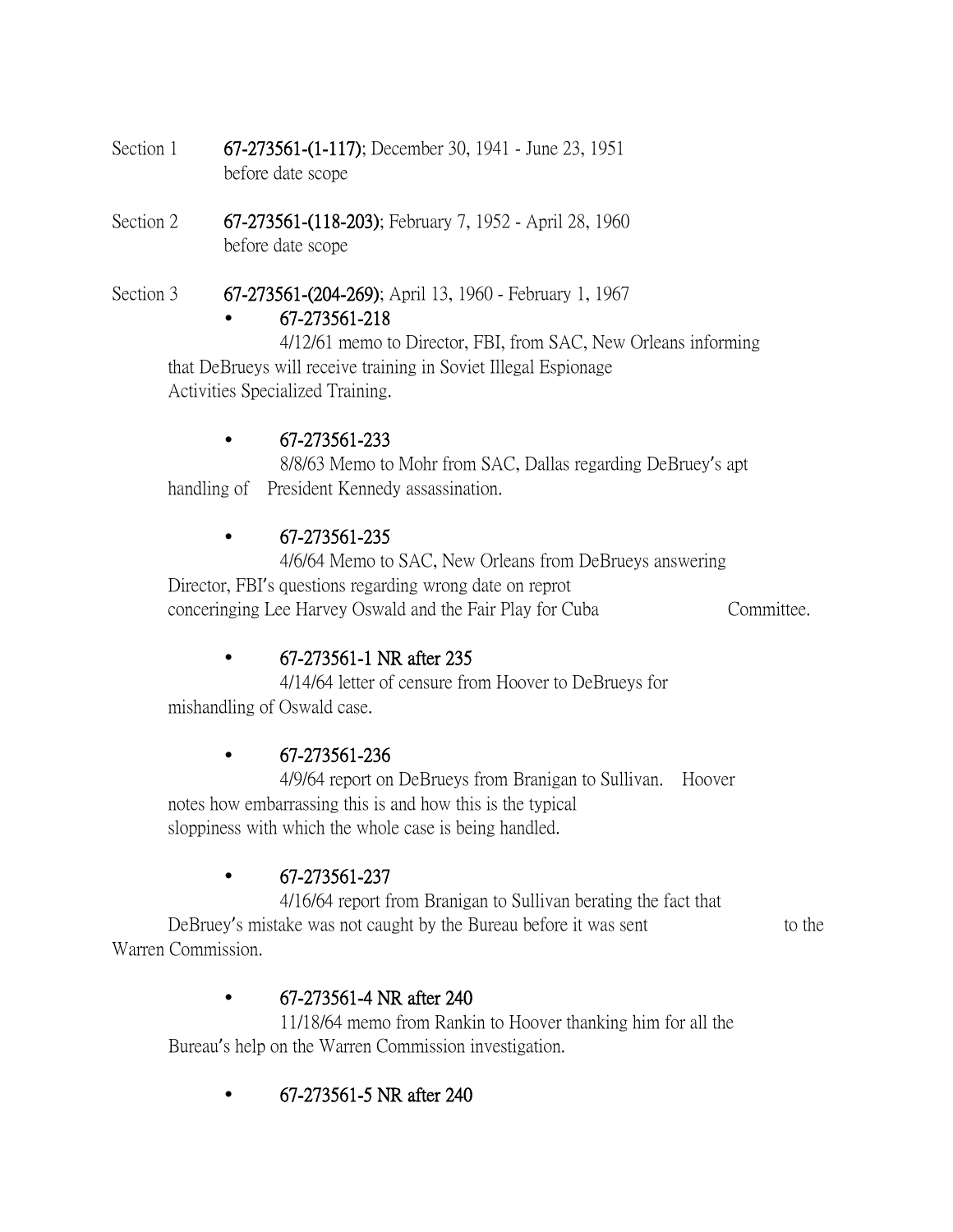Section 1 **67-273561-(1-117)**; December 30, 1941 - June 23, 1951
before date scope

Section 2 **67-273561-(118-203)**; February 7, 1952 - April 28, 1960
before date scope

Section 3 **67-273561-(204-269)**; April 13, 1960 - February 1, 1967

- **67-273561-218**
  4/12/61 memo to Director, FBI, from SAC, New Orleans informing that DeBrueys will receive training in Soviet Illegal Espionage Activities Specialized Training.

- **67-273561-233**
  8/8/63 Memo to Mohr from SAC, Dallas regarding DeBruey's apt handling of President Kennedy assassination.

- **67-273561-235**
  4/6/64 Memo to SAC, New Orleans from DeBrueys answering Director, FBI's questions regarding wrong date on reprot conceringing Lee Harvey Oswald and the Fair Play for Cuba Committee.

- **67-273561-1 NR after 235**
  4/14/64 letter of censure from Hoover to DeBrueys for mishandling of Oswald case.

- **67-273561-236**
  4/9/64 report on DeBrueys from Branigan to Sullivan. Hoover notes how embarrassing this is and how this is the typical sloppiness with which the whole case is being handled.

- **67-273561-237**
  4/16/64 report from Branigan to Sullivan berating the fact that DeBruey's mistake was not caught by the Bureau before it was sent to the Warren Commission.

- **67-273561-4 NR after 240**
  11/18/64 memo from Rankin to Hoover thanking him for all the Bureau's help on the Warren Commission investigation.

- **67-273561-5 NR after 240**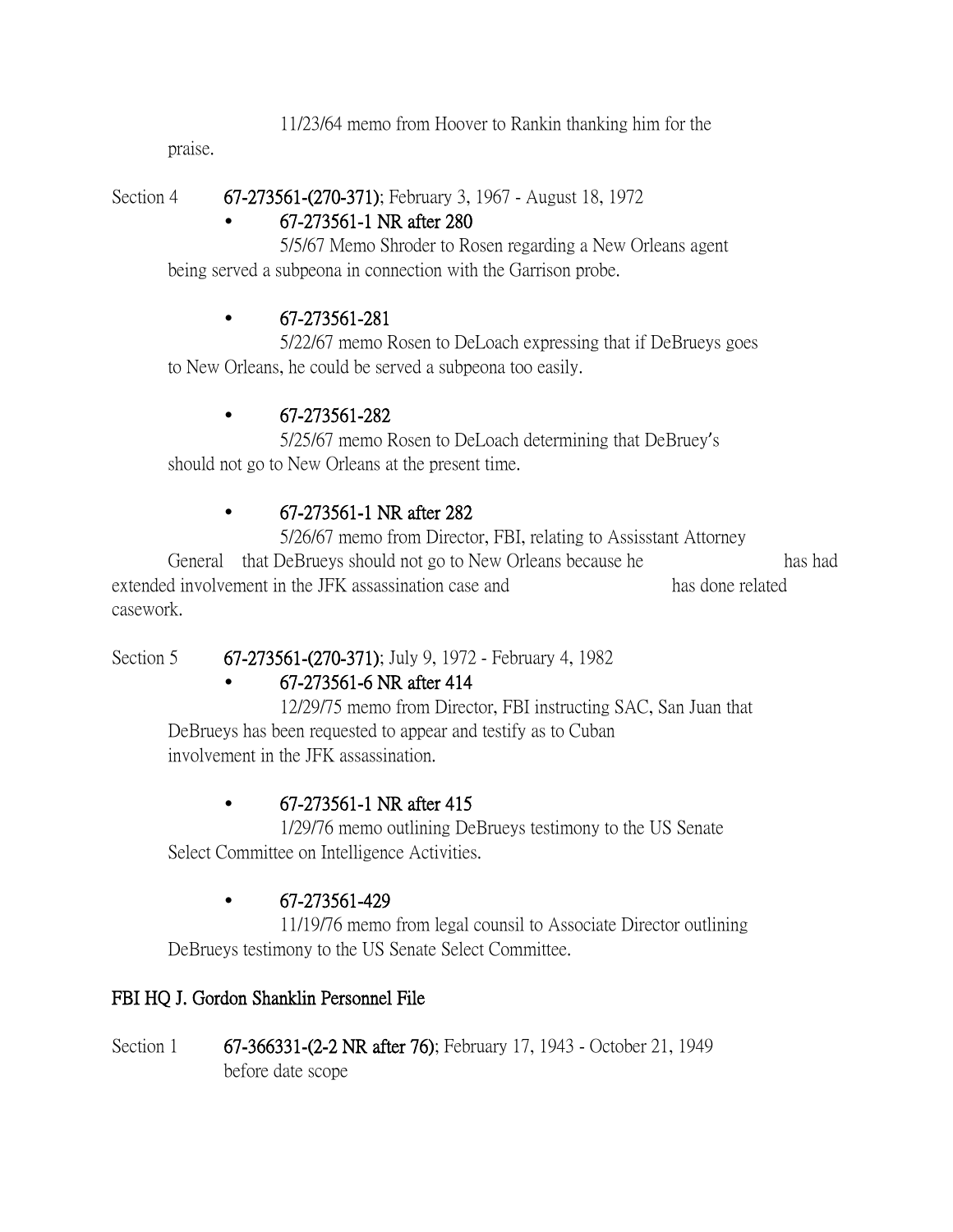11/23/64 memo from Hoover to Rankin thanking him for the praise.

Section 4 **67-273561-(270-371)**; February 3, 1967 - August 18, 1972

- **67-273561-1 NR after 280**

  5/5/67 Memo Shroder to Rosen regarding a New Orleans agent being served a subpeona in connection with the Garrison probe.

- **67-273561-281**

  5/22/67 memo Rosen to DeLoach expressing that if DeBrueys goes to New Orleans, he could be served a subpeona too easily.

- **67-273561-282**

  5/25/67 memo Rosen to DeLoach determining that DeBruey's should not go to New Orleans at the present time.

- **67-273561-1 NR after 282**

  5/26/67 memo from Director, FBI, relating to Assisstant Attorney General that DeBrueys should not go to New Orleans because he has had extended involvement in the JFK assassination case and has done related casework.

Section 5 **67-273561-(270-371)**; July 9, 1972 - February 4, 1982

- **67-273561-6 NR after 414**

  12/29/75 memo from Director, FBI instructing SAC, San Juan that DeBrueys has been requested to appear and testify as to Cuban involvement in the JFK assassination.

- **67-273561-1 NR after 415**

  1/29/76 memo outlining DeBrueys testimony to the US Senate Select Committee on Intelligence Activities.

- **67-273561-429**

  11/19/76 memo from legal counsil to Associate Director outlining DeBrueys testimony to the US Senate Select Committee.

## FBI HQ J. Gordon Shanklin Personnel File

Section 1 **67-366331-(2-2 NR after 76)**; February 17, 1943 - October 21, 1949 before date scope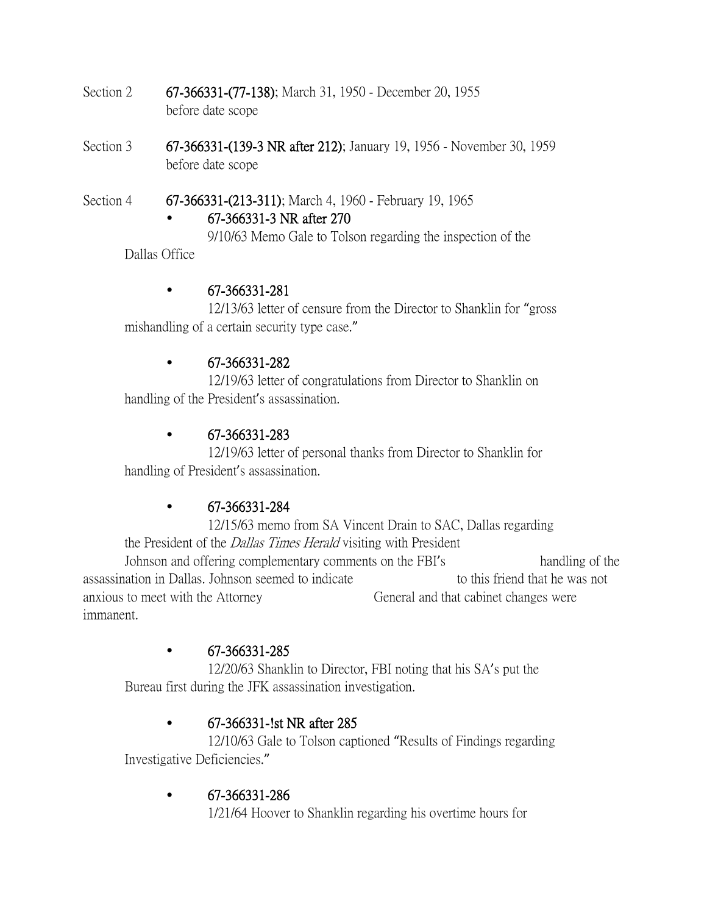Section 2 **67-366331-(77-138)**; March 31, 1950 - December 20, 1955
before date scope

Section 3 **67-366331-(139-3 NR after 212)**; January 19, 1956 - November 30, 1959
before date scope

Section 4 **67-366331-(213-311)**; March 4, 1960 - February 19, 1965

- **67-366331-3 NR after 270**
  9/10/63 Memo Gale to Tolson regarding the inspection of the Dallas Office

- **67-366331-281**
  12/13/63 letter of censure from the Director to Shanklin for "gross mishandling of a certain security type case."

- **67-366331-282**
  12/19/63 letter of congratulations from Director to Shanklin on handling of the President's assassination.

- **67-366331-283**
  12/19/63 letter of personal thanks from Director to Shanklin for handling of President's assassination.

- **67-366331-284**
  12/15/63 memo from SA Vincent Drain to SAC, Dallas regarding the President of the *Dallas Times Herald* visiting with President Johnson and offering complementary comments on the FBI's handling of the assassination in Dallas. Johnson seemed to indicate to this friend that he was not anxious to meet with the Attorney General and that cabinet changes were immanent.

- **67-366331-285**
  12/20/63 Shanklin to Director, FBI noting that his SA's put the Bureau first during the JFK assassination investigation.

- **67-366331-!st NR after 285**
  12/10/63 Gale to Tolson captioned "Results of Findings regarding Investigative Deficiencies."

- **67-366331-286**
  1/21/64 Hoover to Shanklin regarding his overtime hours for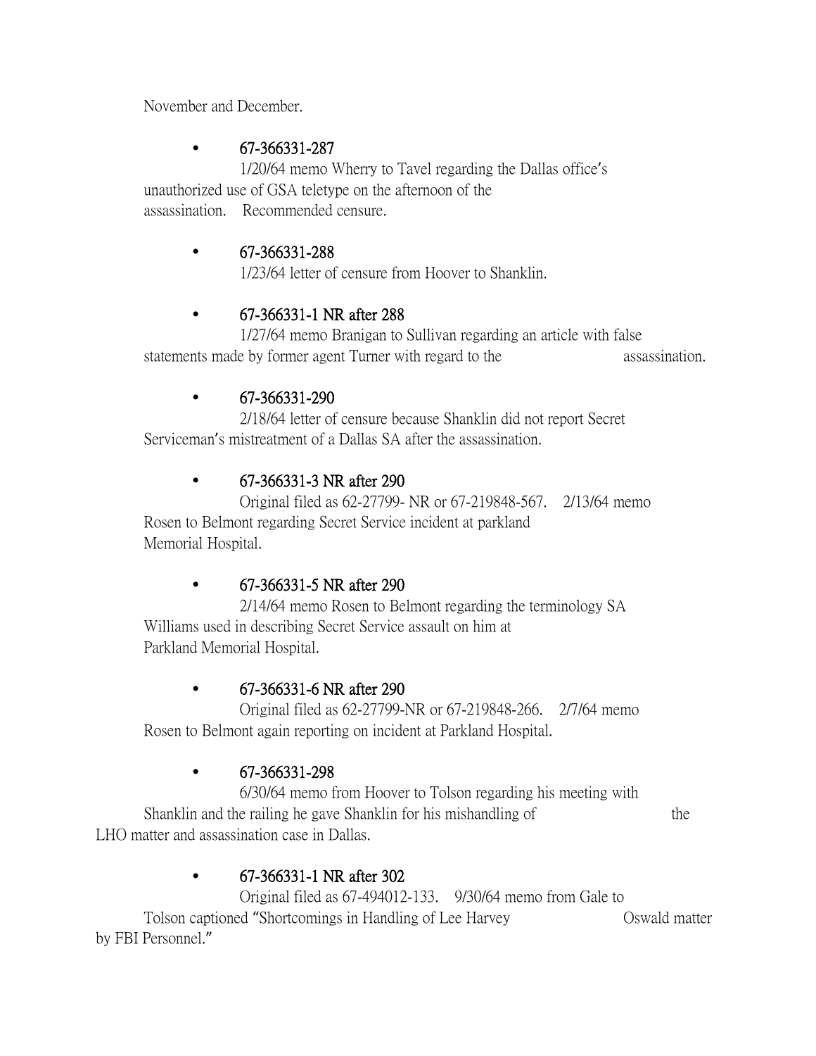November and December.

- **67-366331-287**

  1/20/64 memo Wherry to Tavel regarding the Dallas office's unauthorized use of GSA teletype on the afternoon of the assassination. Recommended censure.

- **67-366331-288**

  1/23/64 letter of censure from Hoover to Shanklin.

- **67-366331-1 NR after 288**

  1/27/64 memo Branigan to Sullivan regarding an article with false statements made by former agent Turner with regard to the assassination.

- **67-366331-290**

  2/18/64 letter of censure because Shanklin did not report Secret Serviceman's mistreatment of a Dallas SA after the assassination.

- **67-366331-3 NR after 290**

  Original filed as 62-27799- NR or 67-219848-567. 2/13/64 memo Rosen to Belmont regarding Secret Service incident at parkland Memorial Hospital.

- **67-366331-5 NR after 290**

  2/14/64 memo Rosen to Belmont regarding the terminology SA Williams used in describing Secret Service assault on him at Parkland Memorial Hospital.

- **67-366331-6 NR after 290**

  Original filed as 62-27799-NR or 67-219848-266. 2/7/64 memo Rosen to Belmont again reporting on incident at Parkland Hospital.

- **67-366331-298**

  6/30/64 memo from Hoover to Tolson regarding his meeting with Shanklin and the railing he gave Shanklin for his mishandling of the LHO matter and assassination case in Dallas.

- **67-366331-1 NR after 302**

  Original filed as 67-494012-133. 9/30/64 memo from Gale to Tolson captioned "Shortcomings in Handling of Lee Harvey Oswald matter by FBI Personnel."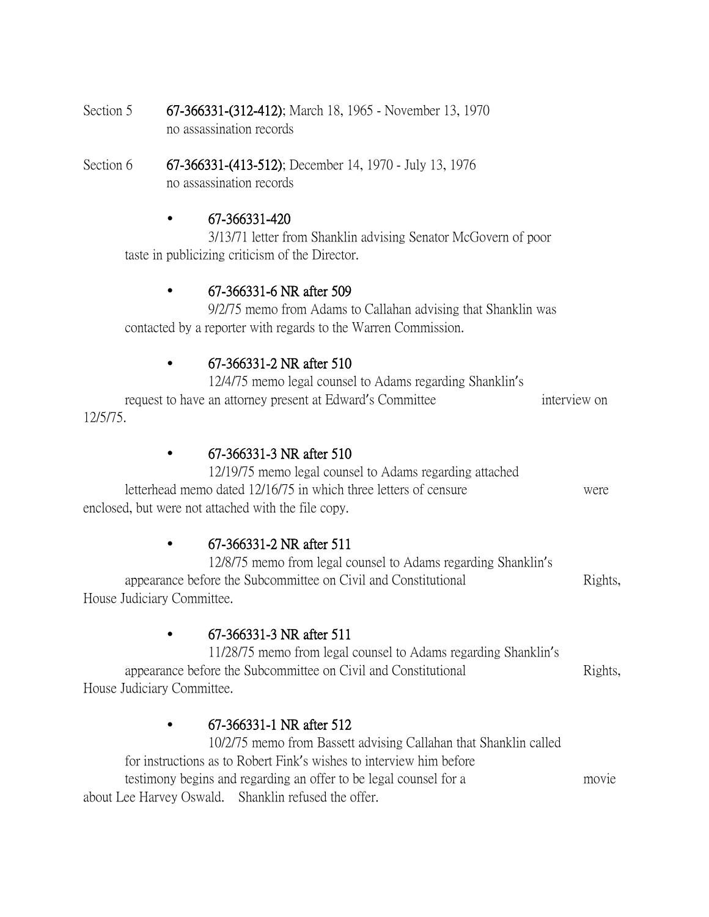Section 5 **67-366331-(312-412)**; March 18, 1965 - November 13, 1970
no assassination records

Section 6 **67-366331-(413-512)**; December 14, 1970 - July 13, 1976
no assassination records

- **67-366331-420**
  3/13/71 letter from Shanklin advising Senator McGovern of poor taste in publicizing criticism of the Director.

- **67-366331-6 NR after 509**
  9/2/75 memo from Adams to Callahan advising that Shanklin was contacted by a reporter with regards to the Warren Commission.

- **67-366331-2 NR after 510**
  12/4/75 memo legal counsel to Adams regarding Shanklin's request to have an attorney present at Edward's Committee interview on 12/5/75.

- **67-366331-3 NR after 510**
  12/19/75 memo legal counsel to Adams regarding attached letterhead memo dated 12/16/75 in which three letters of censure were enclosed, but were not attached with the file copy.

- **67-366331-2 NR after 511**
  12/8/75 memo from legal counsel to Adams regarding Shanklin's appearance before the Subcommittee on Civil and Constitutional Rights, House Judiciary Committee.

- **67-366331-3 NR after 511**
  11/28/75 memo from legal counsel to Adams regarding Shanklin's appearance before the Subcommittee on Civil and Constitutional Rights, House Judiciary Committee.

- **67-366331-1 NR after 512**
  10/2/75 memo from Bassett advising Callahan that Shanklin called for instructions as to Robert Fink's wishes to interview him before testimony begins and regarding an offer to be legal counsel for a movie about Lee Harvey Oswald. Shanklin refused the offer.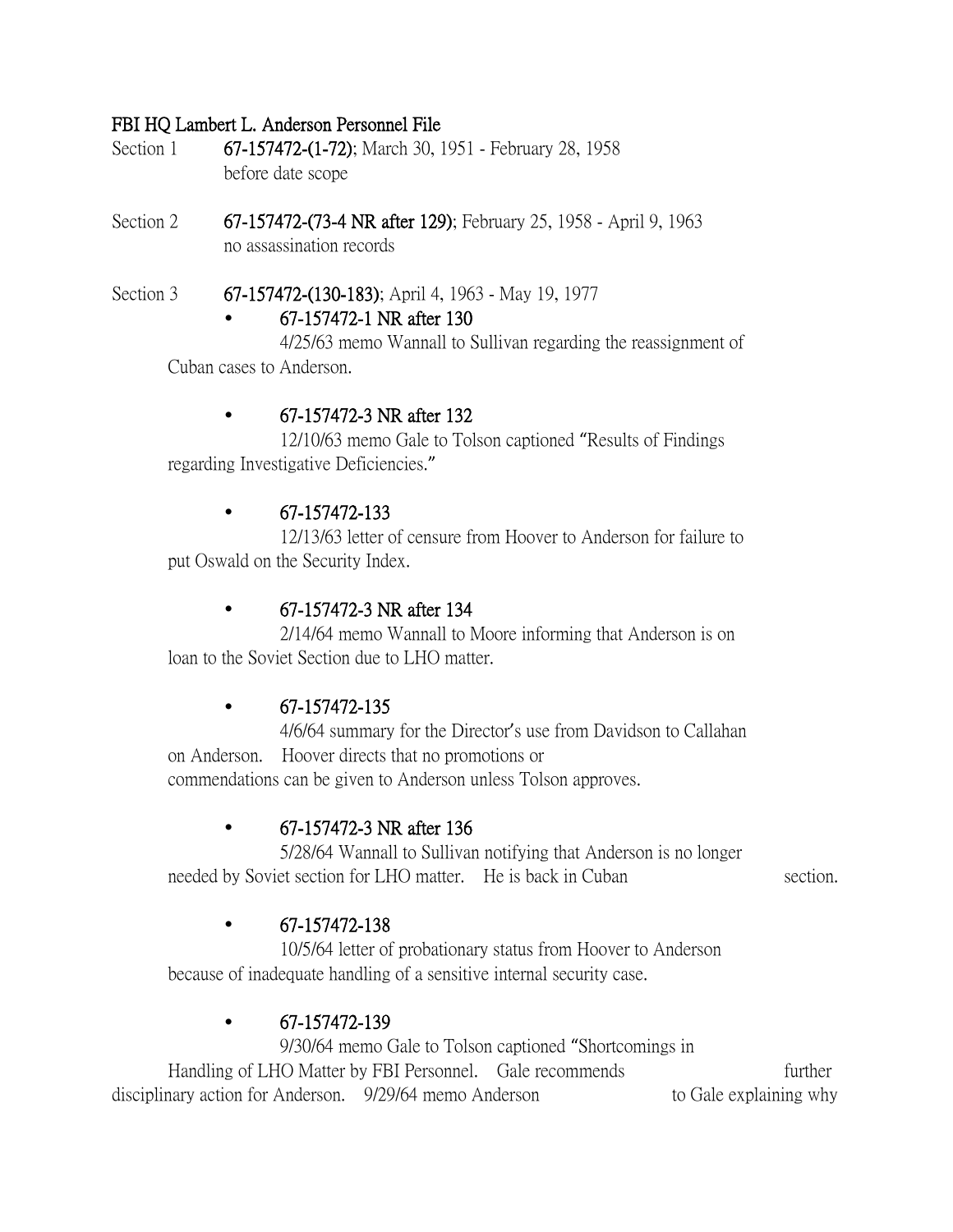**FBI HQ Lambert L. Anderson Personnel File**

Section 1 **67-157472-(1-72)**; March 30, 1951 - February 28, 1958
before date scope

Section 2 **67-157472-(73-4 NR after 129)**; February 25, 1958 - April 9, 1963
no assassination records

Section 3 **67-157472-(130-183)**; April 4, 1963 - May 19, 1977

- **67-157472-1 NR after 130**
  4/25/63 memo Wannall to Sullivan regarding the reassignment of Cuban cases to Anderson.

- **67-157472-3 NR after 132**
  12/10/63 memo Gale to Tolson captioned "Results of Findings regarding Investigative Deficiencies."

- **67-157472-133**
  12/13/63 letter of censure from Hoover to Anderson for failure to put Oswald on the Security Index.

- **67-157472-3 NR after 134**
  2/14/64 memo Wannall to Moore informing that Anderson is on loan to the Soviet Section due to LHO matter.

- **67-157472-135**
  4/6/64 summary for the Director's use from Davidson to Callahan on Anderson. Hoover directs that no promotions or commendations can be given to Anderson unless Tolson approves.

- **67-157472-3 NR after 136**
  5/28/64 Wannall to Sullivan notifying that Anderson is no longer needed by Soviet section for LHO matter. He is back in Cuban section.

- **67-157472-138**
  10/5/64 letter of probationary status from Hoover to Anderson because of inadequate handling of a sensitive internal security case.

- **67-157472-139**
  9/30/64 memo Gale to Tolson captioned "Shortcomings in Handling of LHO Matter by FBI Personnel. Gale recommends further disciplinary action for Anderson. 9/29/64 memo Anderson to Gale explaining why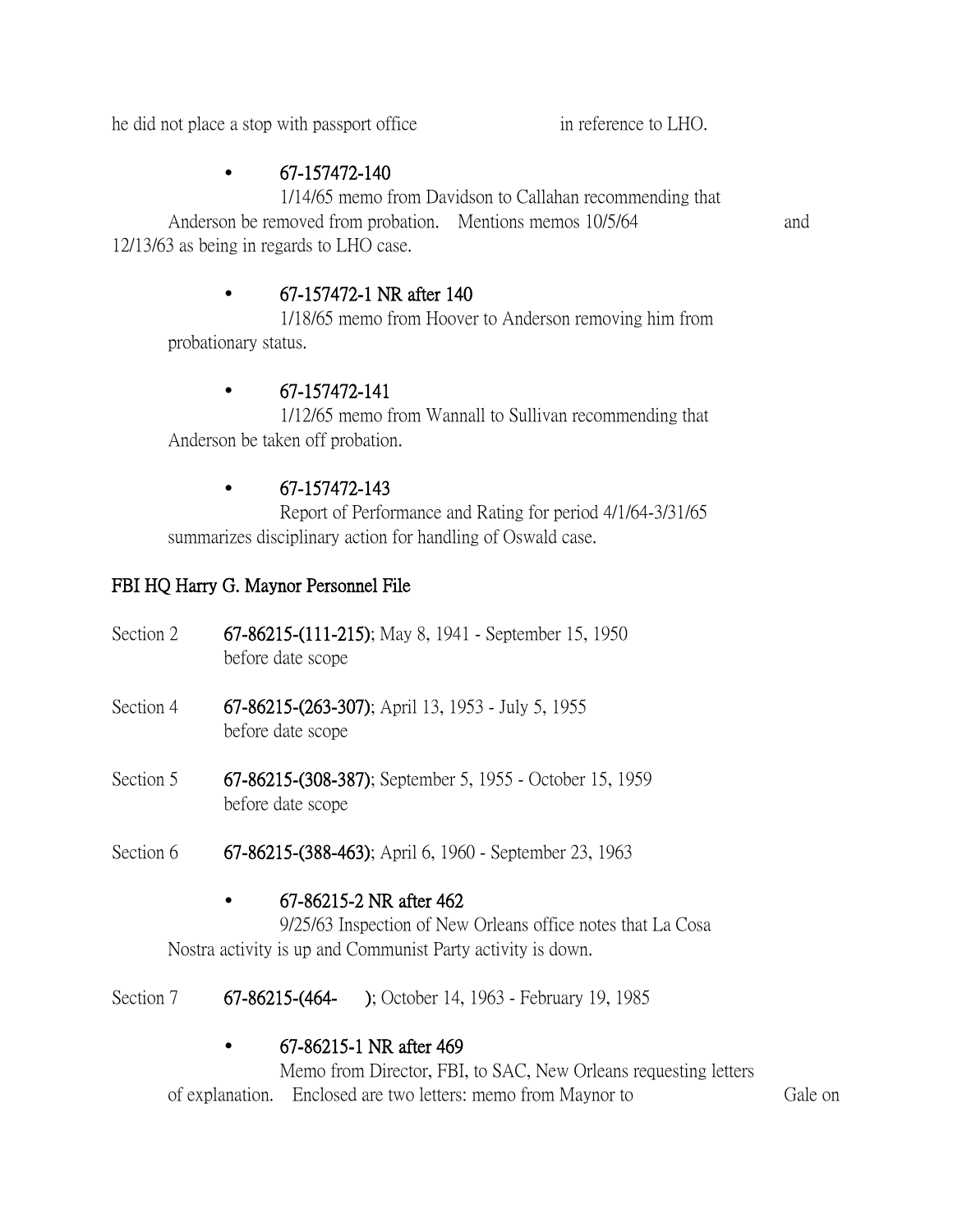he did not place a stop with passport office in reference to LHO.

- **67-157472-140**

  1/14/65 memo from Davidson to Callahan recommending that Anderson be removed from probation. Mentions memos 10/5/64 and 12/13/63 as being in regards to LHO case.

- **67-157472-1 NR after 140**

  1/18/65 memo from Hoover to Anderson removing him from probationary status.

- **67-157472-141**

  1/12/65 memo from Wannall to Sullivan recommending that Anderson be taken off probation.

- **67-157472-143**

  Report of Performance and Rating for period 4/1/64-3/31/65 summarizes disciplinary action for handling of Oswald case.

**FBI HQ Harry G. Maynor Personnel File**

Section 2 **67-86215-(111-215)**; May 8, 1941 - September 15, 1950
before date scope

Section 4 **67-86215-(263-307)**; April 13, 1953 - July 5, 1955
before date scope

Section 5 **67-86215-(308-387)**; September 5, 1955 - October 15, 1959
before date scope

Section 6 **67-86215-(388-463)**; April 6, 1960 - September 23, 1963

- **67-86215-2 NR after 462**

  9/25/63 Inspection of New Orleans office notes that La Cosa Nostra activity is up and Communist Party activity is down.

Section 7 **67-86215-(464- )**; October 14, 1963 - February 19, 1985

- **67-86215-1 NR after 469**

  Memo from Director, FBI, to SAC, New Orleans requesting letters of explanation. Enclosed are two letters: memo from Maynor to Gale on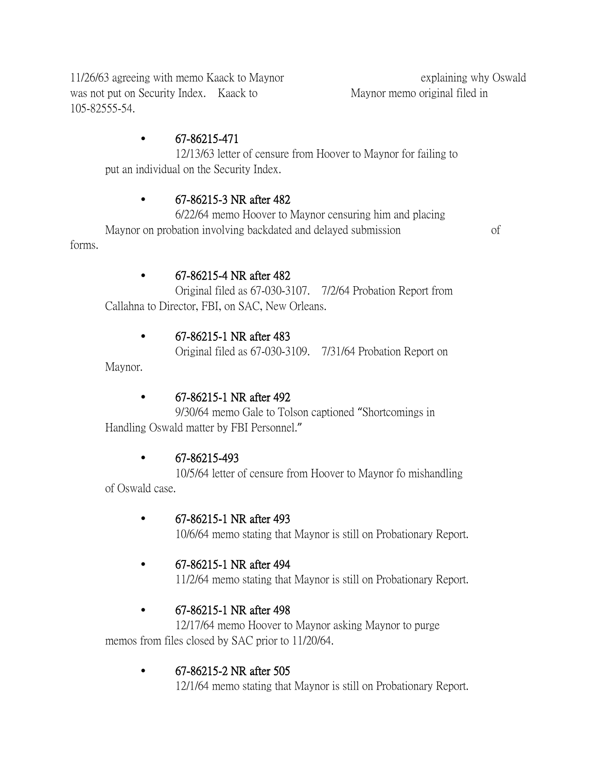11/26/63 agreeing with memo Kaack to Maynor explaining why Oswald was not put on Security Index. Kaack to Maynor memo original filed in 105-82555-54.

- **67-86215-471**
  12/13/63 letter of censure from Hoover to Maynor for failing to put an individual on the Security Index.

- **67-86215-3 NR after 482**
  6/22/64 memo Hoover to Maynor censuring him and placing Maynor on probation involving backdated and delayed submission of forms.

- **67-86215-4 NR after 482**
  Original filed as 67-030-3107. 7/2/64 Probation Report from Callahna to Director, FBI, on SAC, New Orleans.

- **67-86215-1 NR after 483**
  Original filed as 67-030-3109. 7/31/64 Probation Report on Maynor.

- **67-86215-1 NR after 492**
  9/30/64 memo Gale to Tolson captioned "Shortcomings in Handling Oswald matter by FBI Personnel."

- **67-86215-493**
  10/5/64 letter of censure from Hoover to Maynor fo mishandling of Oswald case.

- **67-86215-1 NR after 493**
  10/6/64 memo stating that Maynor is still on Probationary Report.

- **67-86215-1 NR after 494**
  11/2/64 memo stating that Maynor is still on Probationary Report.

- **67-86215-1 NR after 498**
  12/17/64 memo Hoover to Maynor asking Maynor to purge memos from files closed by SAC prior to 11/20/64.

- **67-86215-2 NR after 505**
  12/1/64 memo stating that Maynor is still on Probationary Report.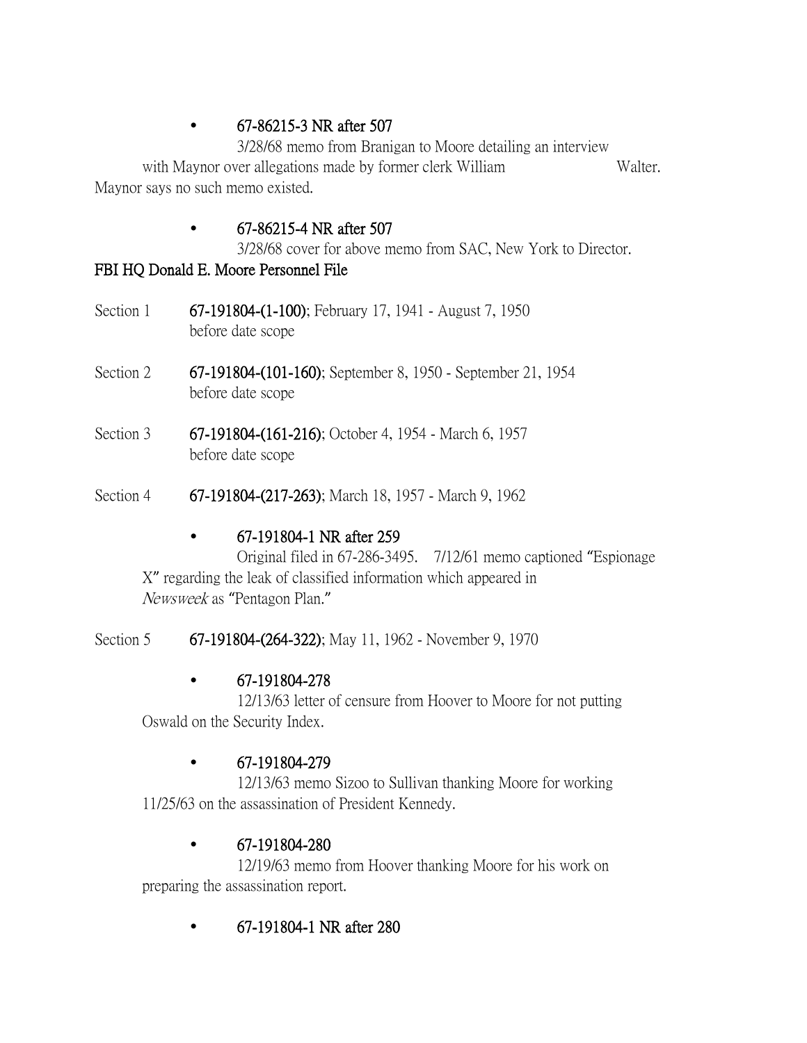- **67-86215-3 NR after 507**
  3/28/68 memo from Branigan to Moore detailing an interview with Maynor over allegations made by former clerk William Walter. Maynor says no such memo existed.

- **67-86215-4 NR after 507**
  3/28/68 cover for above memo from SAC, New York to Director.

## FBI HQ Donald E. Moore Personnel File

Section 1 **67-191804-(1-100)**; February 17, 1941 - August 7, 1950
before date scope

Section 2 **67-191804-(101-160)**; September 8, 1950 - September 21, 1954
before date scope

Section 3 **67-191804-(161-216)**; October 4, 1954 - March 6, 1957
before date scope

Section 4 **67-191804-(217-263)**; March 18, 1957 - March 9, 1962

- **67-191804-1 NR after 259**
  Original filed in 67-286-3495. 7/12/61 memo captioned "Espionage X" regarding the leak of classified information which appeared in *Newsweek* as "Pentagon Plan."

Section 5 **67-191804-(264-322)**; May 11, 1962 - November 9, 1970

- **67-191804-278**
  12/13/63 letter of censure from Hoover to Moore for not putting Oswald on the Security Index.

- **67-191804-279**
  12/13/63 memo Sizoo to Sullivan thanking Moore for working 11/25/63 on the assassination of President Kennedy.

- **67-191804-280**
  12/19/63 memo from Hoover thanking Moore for his work on preparing the assassination report.

- **67-191804-1 NR after 280**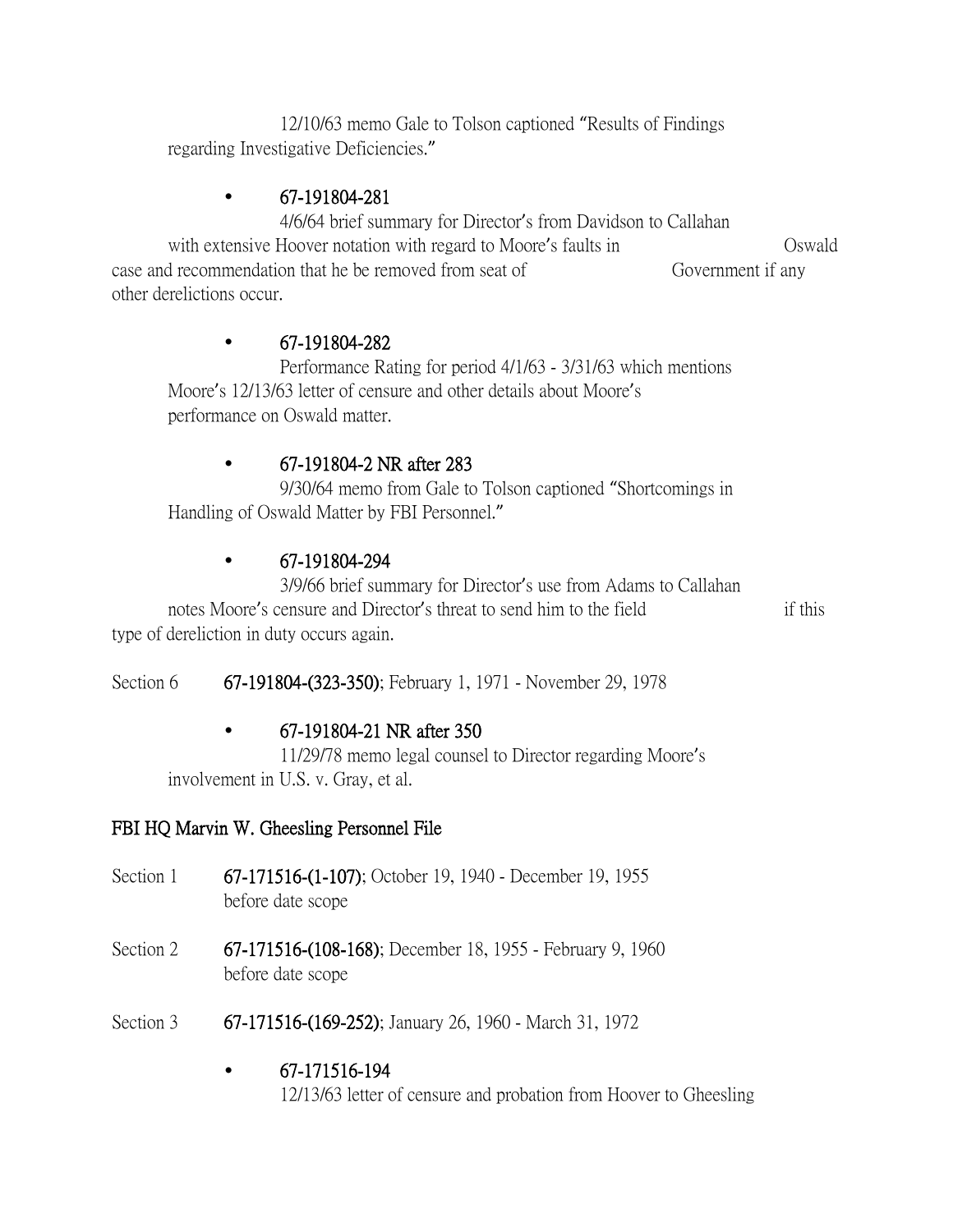12/10/63 memo Gale to Tolson captioned "Results of Findings regarding Investigative Deficiencies."

- **67-191804-281**

  4/6/64 brief summary for Director's from Davidson to Callahan with extensive Hoover notation with regard to Moore's faults in Oswald case and recommendation that he be removed from seat of Government if any other derelictions occur.

- **67-191804-282**

  Performance Rating for period 4/1/63 - 3/31/63 which mentions Moore's 12/13/63 letter of censure and other details about Moore's performance on Oswald matter.

- **67-191804-2 NR after 283**

  9/30/64 memo from Gale to Tolson captioned "Shortcomings in Handling of Oswald Matter by FBI Personnel."

- **67-191804-294**

  3/9/66 brief summary for Director's use from Adams to Callahan notes Moore's censure and Director's threat to send him to the field if this type of dereliction in duty occurs again.

Section 6 **67-191804-(323-350)**; February 1, 1971 - November 29, 1978

- **67-191804-21 NR after 350**

  11/29/78 memo legal counsel to Director regarding Moore's involvement in U.S. v. Gray, et al.

**FBI HQ Marvin W. Gheesling Personnel File**

Section 1 **67-171516-(1-107)**; October 19, 1940 - December 19, 1955
before date scope

Section 2 **67-171516-(108-168)**; December 18, 1955 - February 9, 1960
before date scope

Section 3 **67-171516-(169-252)**; January 26, 1960 - March 31, 1972

- **67-171516-194**

  12/13/63 letter of censure and probation from Hoover to Gheesling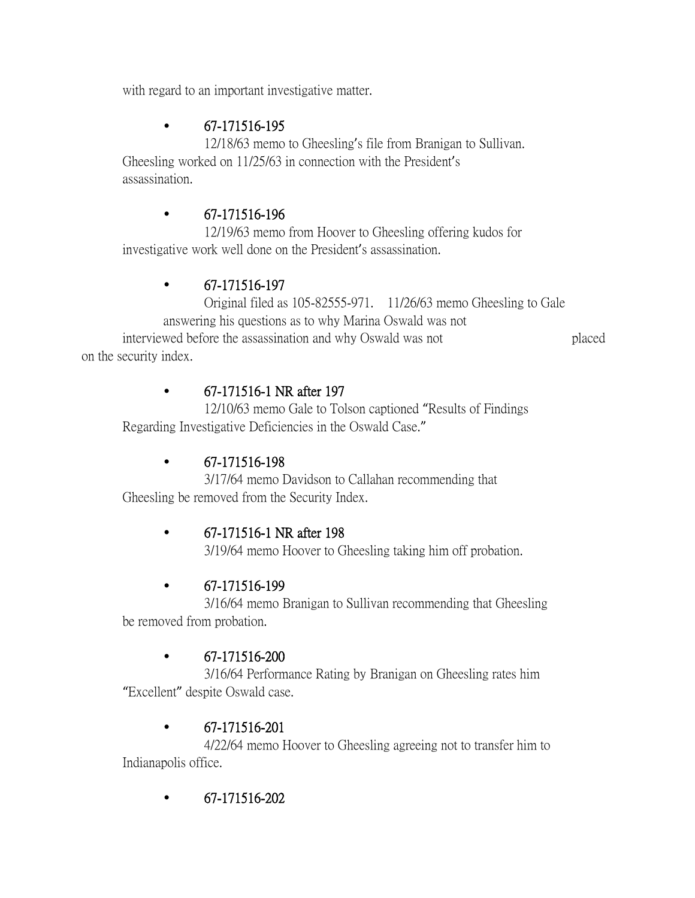with regard to an important investigative matter.

- 67-171516-195

  12/18/63 memo to Gheesling's file from Branigan to Sullivan. Gheesling worked on 11/25/63 in connection with the President's assassination.

- 67-171516-196

  12/19/63 memo from Hoover to Gheesling offering kudos for investigative work well done on the President's assassination.

- 67-171516-197

  Original filed as 105-82555-971. 11/26/63 memo Gheesling to Gale answering his questions as to why Marina Oswald was not interviewed before the assassination and why Oswald was not placed on the security index.

- 67-171516-1 NR after 197

  12/10/63 memo Gale to Tolson captioned "Results of Findings Regarding Investigative Deficiencies in the Oswald Case."

- 67-171516-198

  3/17/64 memo Davidson to Callahan recommending that Gheesling be removed from the Security Index.

- 67-171516-1 NR after 198

  3/19/64 memo Hoover to Gheesling taking him off probation.

- 67-171516-199

  3/16/64 memo Branigan to Sullivan recommending that Gheesling be removed from probation.

- 67-171516-200

  3/16/64 Performance Rating by Branigan on Gheesling rates him "Excellent" despite Oswald case.

- 67-171516-201

  4/22/64 memo Hoover to Gheesling agreeing not to transfer him to Indianapolis office.

- 67-171516-202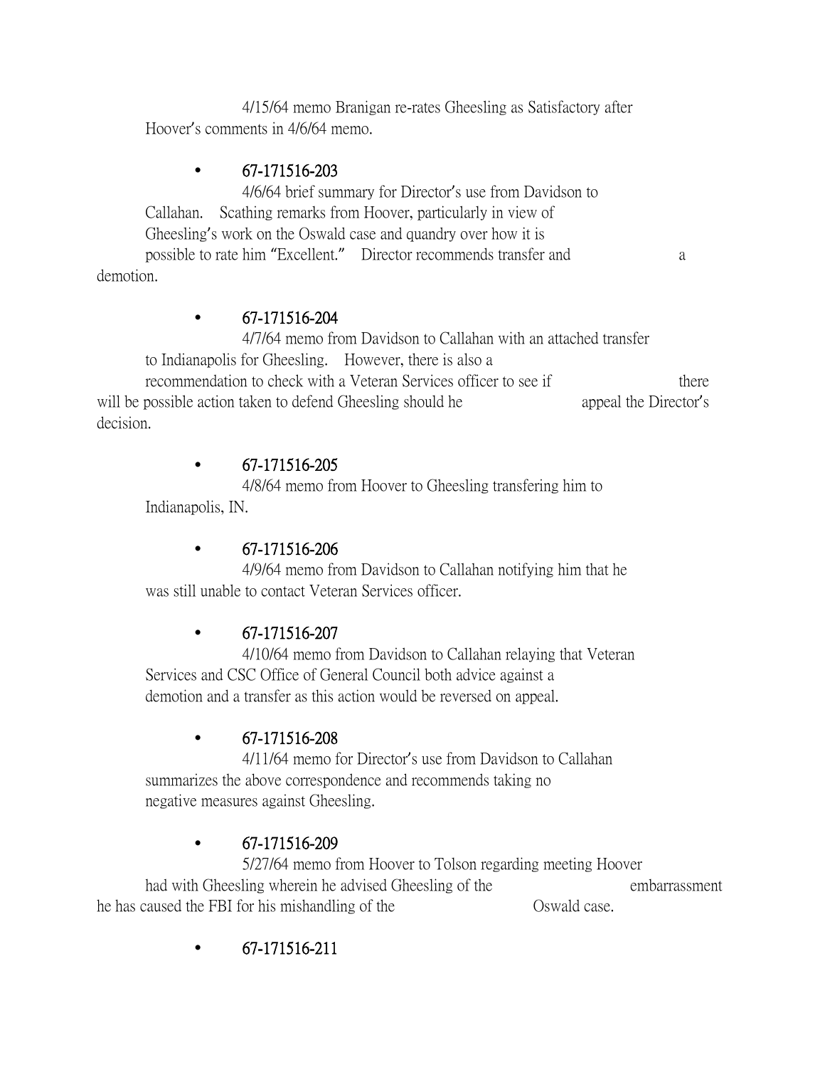4/15/64 memo Branigan re-rates Gheesling as Satisfactory after Hoover's comments in 4/6/64 memo.

- **67-171516-203**

  4/6/64 brief summary for Director's use from Davidson to Callahan. Scathing remarks from Hoover, particularly in view of Gheesling's work on the Oswald case and quandry over how it is possible to rate him "Excellent." Director recommends transfer and a demotion.

- **67-171516-204**

  4/7/64 memo from Davidson to Callahan with an attached transfer to Indianapolis for Gheesling. However, there is also a recommendation to check with a Veteran Services officer to see if there will be possible action taken to defend Gheesling should he appeal the Director's decision.

- **67-171516-205**

  4/8/64 memo from Hoover to Gheesling transfering him to Indianapolis, IN.

- **67-171516-206**

  4/9/64 memo from Davidson to Callahan notifying him that he was still unable to contact Veteran Services officer.

- **67-171516-207**

  4/10/64 memo from Davidson to Callahan relaying that Veteran Services and CSC Office of General Council both advice against a demotion and a transfer as this action would be reversed on appeal.

- **67-171516-208**

  4/11/64 memo for Director's use from Davidson to Callahan summarizes the above correspondence and recommends taking no negative measures against Gheesling.

- **67-171516-209**

  5/27/64 memo from Hoover to Tolson regarding meeting Hoover had with Gheesling wherein he advised Gheesling of the embarrassment he has caused the FBI for his mishandling of the Oswald case.

- **67-171516-211**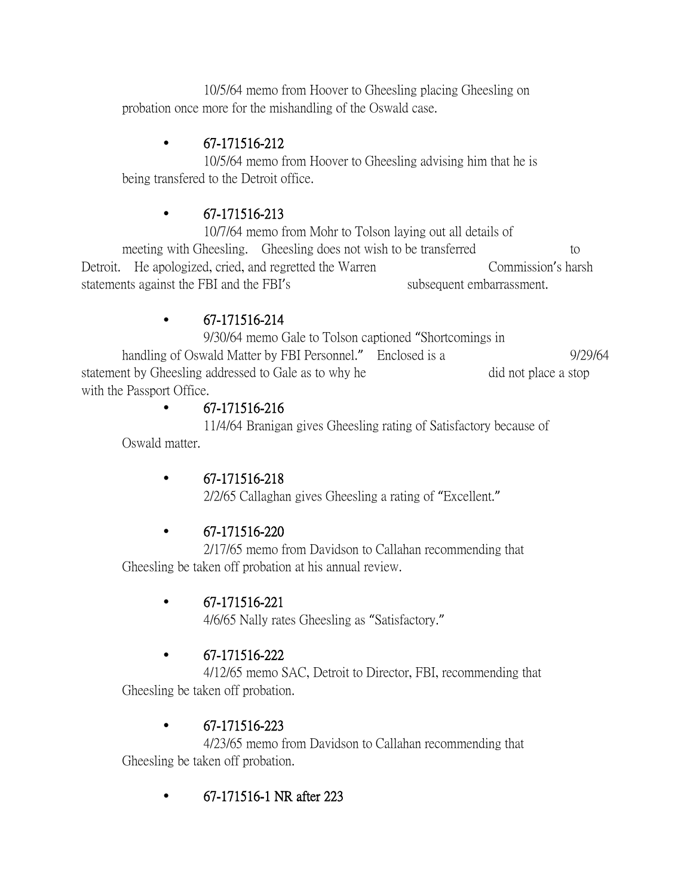10/5/64 memo from Hoover to Gheesling placing Gheesling on probation once more for the mishandling of the Oswald case.

- **67-171516-212**

  10/5/64 memo from Hoover to Gheesling advising him that he is being transfered to the Detroit office.

- **67-171516-213**

  10/7/64 memo from Mohr to Tolson laying out all details of meeting with Gheesling. Gheesling does not wish to be transferred to Detroit. He apologized, cried, and regretted the Warren Commission's harsh statements against the FBI and the FBI's subsequent embarrassment.

- **67-171516-214**

  9/30/64 memo Gale to Tolson captioned "Shortcomings in handling of Oswald Matter by FBI Personnel." Enclosed is a 9/29/64 statement by Gheesling addressed to Gale as to why he did not place a stop with the Passport Office.

- **67-171516-216**

  11/4/64 Branigan gives Gheesling rating of Satisfactory because of Oswald matter.

- **67-171516-218**

  2/2/65 Callaghan gives Gheesling a rating of "Excellent."

- **67-171516-220**

  2/17/65 memo from Davidson to Callahan recommending that Gheesling be taken off probation at his annual review.

- **67-171516-221**

  4/6/65 Nally rates Gheesling as "Satisfactory."

- **67-171516-222**

  4/12/65 memo SAC, Detroit to Director, FBI, recommending that Gheesling be taken off probation.

- **67-171516-223**

  4/23/65 memo from Davidson to Callahan recommending that Gheesling be taken off probation.

- **67-171516-1 NR after 223**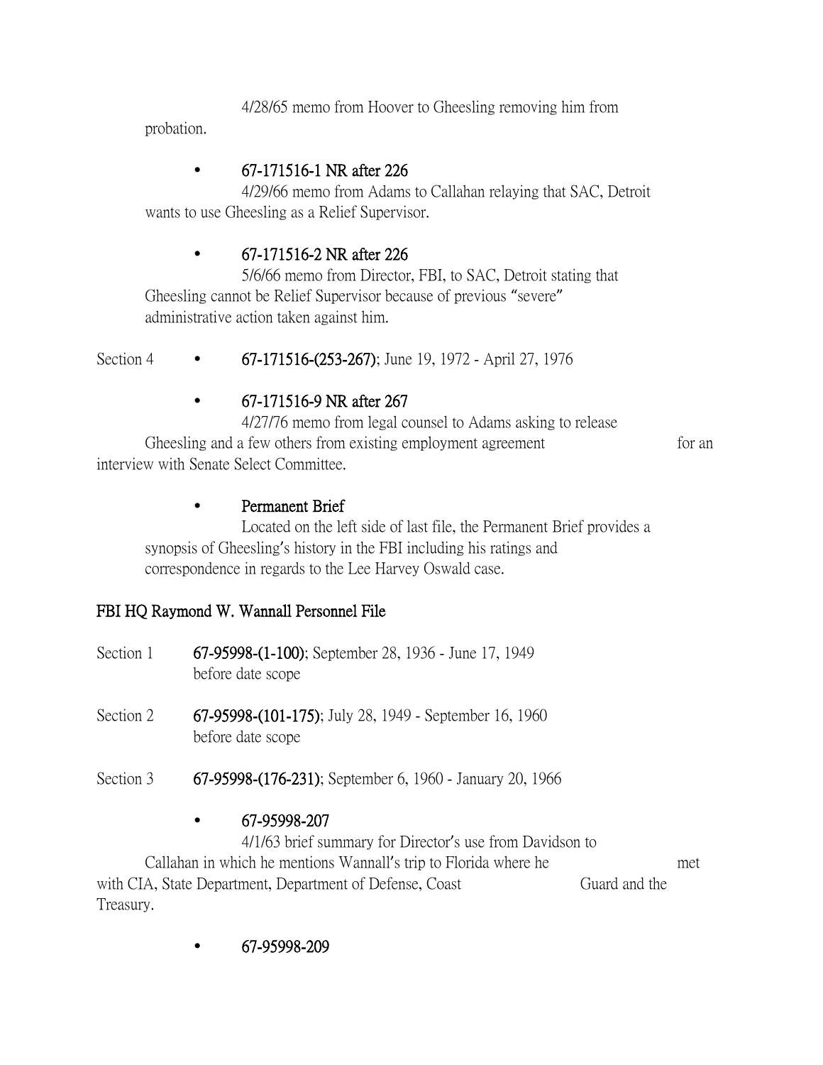4/28/65 memo from Hoover to Gheesling removing him from probation.

- **67-171516-1 NR after 226**

  4/29/66 memo from Adams to Callahan relaying that SAC, Detroit wants to use Gheesling as a Relief Supervisor.

- **67-171516-2 NR after 226**

  5/6/66 memo from Director, FBI, to SAC, Detroit stating that Gheesling cannot be Relief Supervisor because of previous "severe" administrative action taken against him.

Section 4 • **67-171516-(253-267)**; June 19, 1972 - April 27, 1976

- **67-171516-9 NR after 267**

  4/27/76 memo from legal counsel to Adams asking to release Gheesling and a few others from existing employment agreement for an interview with Senate Select Committee.

- **Permanent Brief**

  Located on the left side of last file, the Permanent Brief provides a synopsis of Gheesling's history in the FBI including his ratings and correspondence in regards to the Lee Harvey Oswald case.

**FBI HQ Raymond W. Wannall Personnel File**

Section 1 **67-95998-(1-100)**; September 28, 1936 - June 17, 1949
before date scope

Section 2 **67-95998-(101-175)**; July 28, 1949 - September 16, 1960
before date scope

Section 3 **67-95998-(176-231)**; September 6, 1960 - January 20, 1966

- **67-95998-207**

  4/1/63 brief summary for Director's use from Davidson to Callahan in which he mentions Wannall's trip to Florida where he met with CIA, State Department, Department of Defense, Coast Guard and the Treasury.

- **67-95998-209**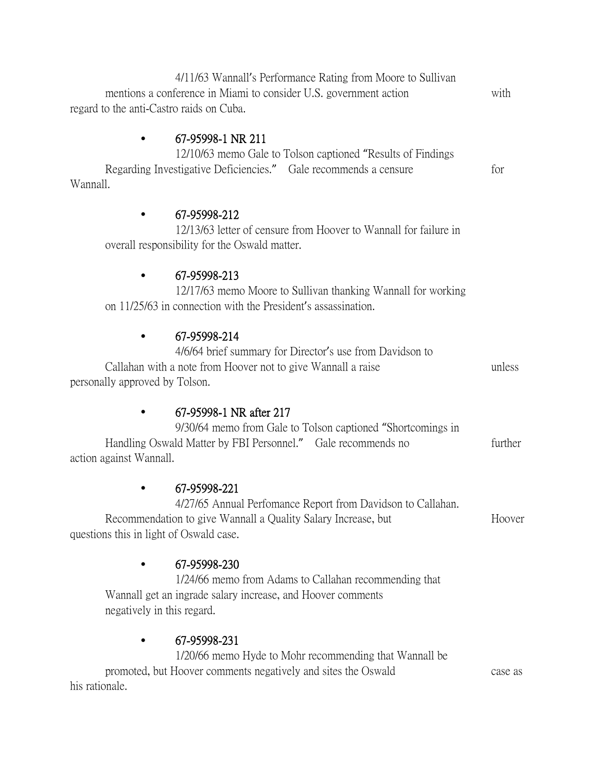4/11/63 Wannall's Performance Rating from Moore to Sullivan mentions a conference in Miami to consider U.S. government action with regard to the anti-Castro raids on Cuba.

- **67-95998-1 NR 211**

  12/10/63 memo Gale to Tolson captioned "Results of Findings Regarding Investigative Deficiencies." Gale recommends a censure for Wannall.

- **67-95998-212**

  12/13/63 letter of censure from Hoover to Wannall for failure in overall responsibility for the Oswald matter.

- **67-95998-213**

  12/17/63 memo Moore to Sullivan thanking Wannall for working on 11/25/63 in connection with the President's assassination.

- **67-95998-214**

  4/6/64 brief summary for Director's use from Davidson to Callahan with a note from Hoover not to give Wannall a raise unless personally approved by Tolson.

- **67-95998-1 NR after 217**

  9/30/64 memo from Gale to Tolson captioned "Shortcomings in Handling Oswald Matter by FBI Personnel." Gale recommends no further action against Wannall.

- **67-95998-221**

  4/27/65 Annual Perfomance Report from Davidson to Callahan. Recommendation to give Wannall a Quality Salary Increase, but Hoover questions this in light of Oswald case.

- **67-95998-230**

  1/24/66 memo from Adams to Callahan recommending that Wannall get an ingrade salary increase, and Hoover comments negatively in this regard.

- **67-95998-231**

  1/20/66 memo Hyde to Mohr recommending that Wannall be promoted, but Hoover comments negatively and sites the Oswald case as his rationale.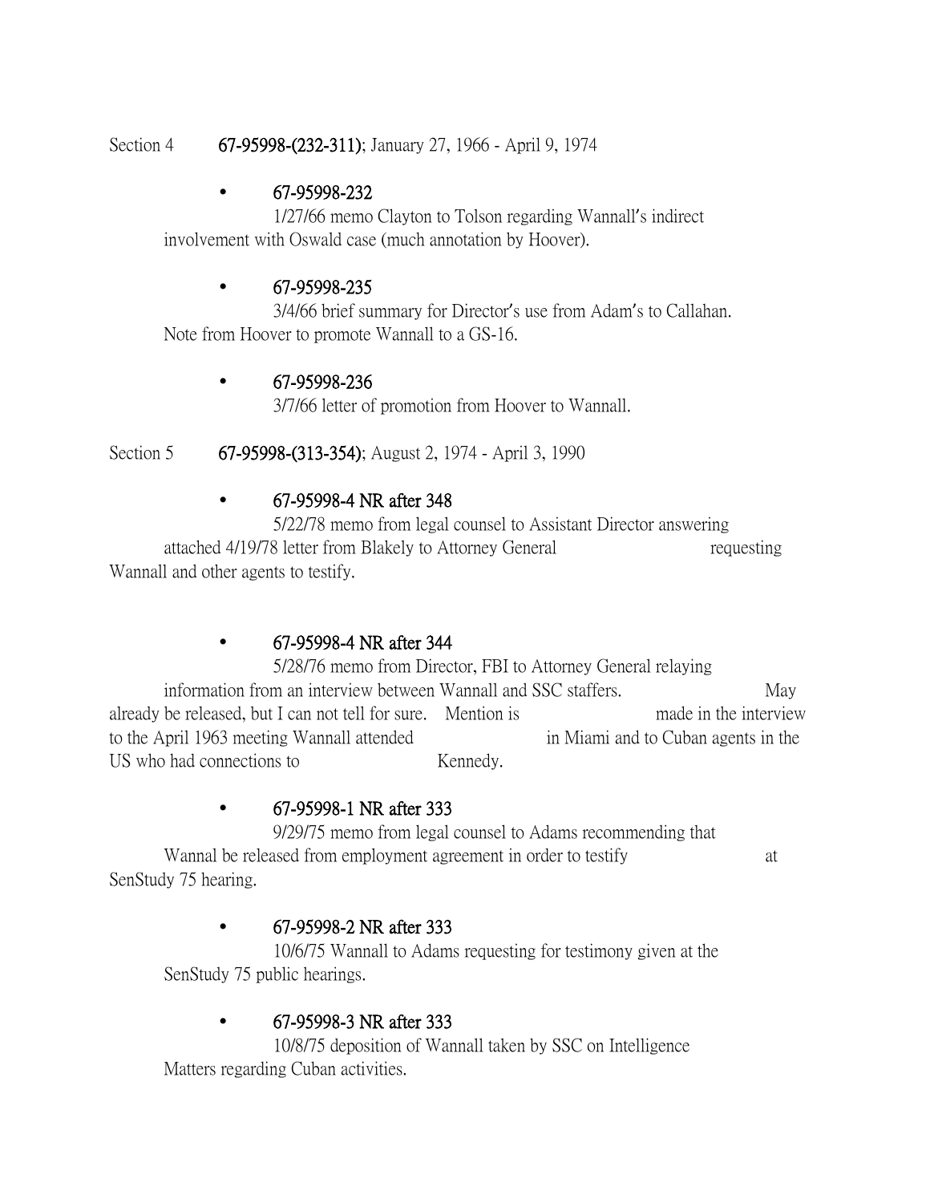Section 4 **67-95998-(232-311)**; January 27, 1966 - April 9, 1974

- **67-95998-232**
  1/27/66 memo Clayton to Tolson regarding Wannall's indirect involvement with Oswald case (much annotation by Hoover).

- **67-95998-235**
  3/4/66 brief summary for Director's use from Adam's to Callahan. Note from Hoover to promote Wannall to a GS-16.

- **67-95998-236**
  3/7/66 letter of promotion from Hoover to Wannall.

Section 5 **67-95998-(313-354)**; August 2, 1974 - April 3, 1990

- **67-95998-4 NR after 348**
  5/22/78 memo from legal counsel to Assistant Director answering attached 4/19/78 letter from Blakely to Attorney General requesting Wannall and other agents to testify.

- **67-95998-4 NR after 344**
  5/28/76 memo from Director, FBI to Attorney General relaying information from an interview between Wannall and SSC staffers. May already be released, but I can not tell for sure. Mention is made in the interview to the April 1963 meeting Wannall attended in Miami and to Cuban agents in the US who had connections to Kennedy.

- **67-95998-1 NR after 333**
  9/29/75 memo from legal counsel to Adams recommending that Wannal be released from employment agreement in order to testify at SenStudy 75 hearing.

- **67-95998-2 NR after 333**
  10/6/75 Wannall to Adams requesting for testimony given at the SenStudy 75 public hearings.

- **67-95998-3 NR after 333**
  10/8/75 deposition of Wannall taken by SSC on Intelligence Matters regarding Cuban activities.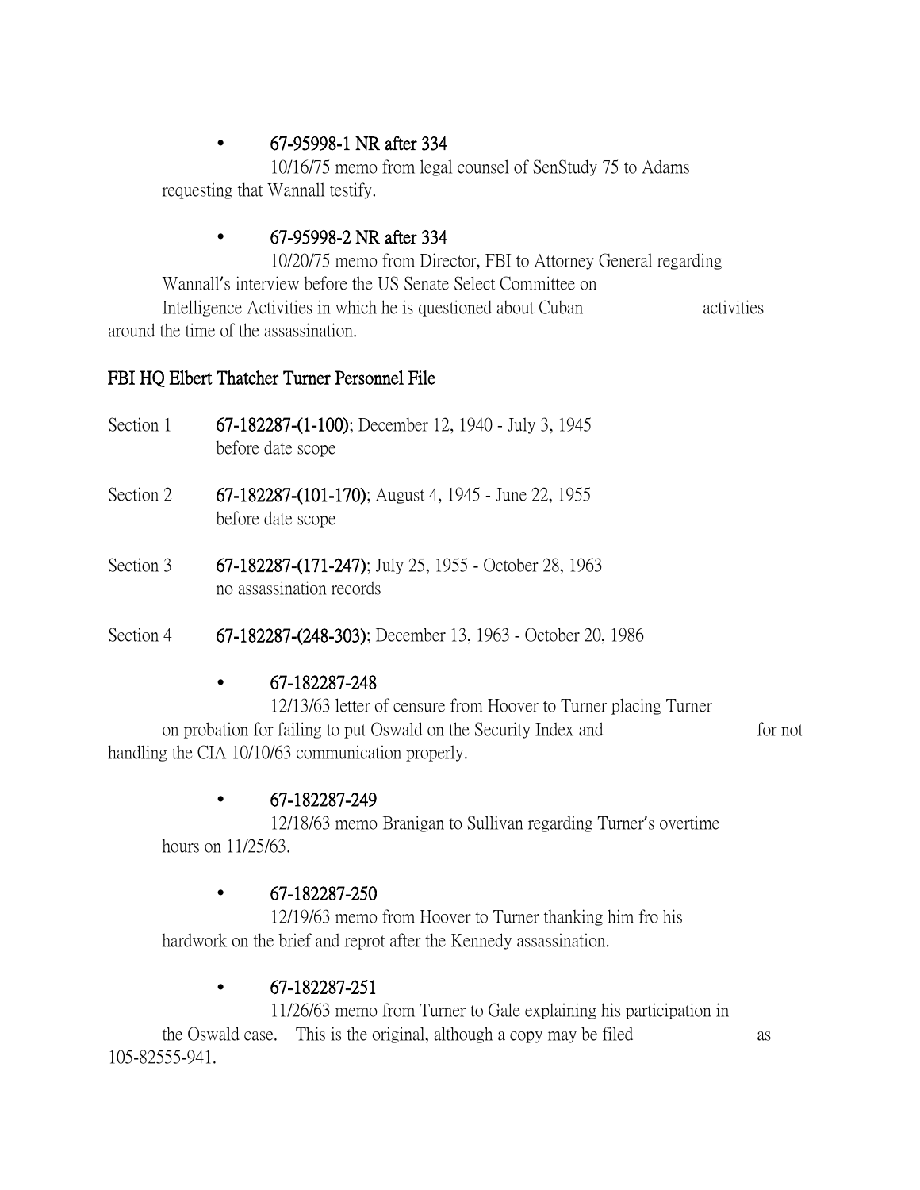- **67-95998-1 NR after 334**

  10/16/75 memo from legal counsel of SenStudy 75 to Adams requesting that Wannall testify.

- **67-95998-2 NR after 334**

  10/20/75 memo from Director, FBI to Attorney General regarding Wannall's interview before the US Senate Select Committee on Intelligence Activities in which he is questioned about Cuban activities around the time of the assassination.

## FBI HQ Elbert Thatcher Turner Personnel File

Section 1 **67-182287-(1-100)**; December 12, 1940 - July 3, 1945
before date scope

Section 2 **67-182287-(101-170)**; August 4, 1945 - June 22, 1955
before date scope

Section 3 **67-182287-(171-247)**; July 25, 1955 - October 28, 1963
no assassination records

Section 4 **67-182287-(248-303)**; December 13, 1963 - October 20, 1986

- **67-182287-248**

  12/13/63 letter of censure from Hoover to Turner placing Turner on probation for failing to put Oswald on the Security Index and for not handling the CIA 10/10/63 communication properly.

- **67-182287-249**

  12/18/63 memo Branigan to Sullivan regarding Turner's overtime hours on 11/25/63.

- **67-182287-250**

  12/19/63 memo from Hoover to Turner thanking him fro his hardwork on the brief and reprot after the Kennedy assassination.

- **67-182287-251**

  11/26/63 memo from Turner to Gale explaining his participation in the Oswald case. This is the original, although a copy may be filed as 105-82555-941.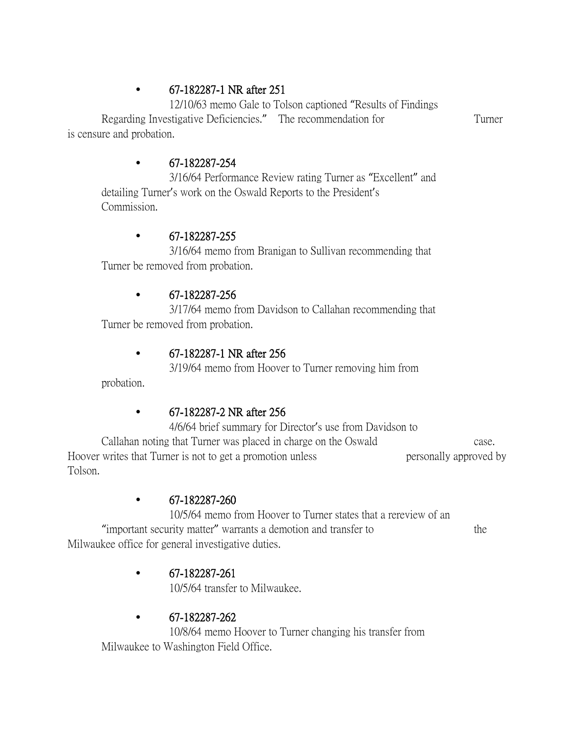- **67-182287-1 NR after 251**

  12/10/63 memo Gale to Tolson captioned "Results of Findings Regarding Investigative Deficiencies." The recommendation for Turner is censure and probation.

- **67-182287-254**

  3/16/64 Performance Review rating Turner as "Excellent" and detailing Turner's work on the Oswald Reports to the President's Commission.

- **67-182287-255**

  3/16/64 memo from Branigan to Sullivan recommending that Turner be removed from probation.

- **67-182287-256**

  3/17/64 memo from Davidson to Callahan recommending that Turner be removed from probation.

- **67-182287-1 NR after 256**

  3/19/64 memo from Hoover to Turner removing him from probation.

- **67-182287-2 NR after 256**

  4/6/64 brief summary for Director's use from Davidson to Callahan noting that Turner was placed in charge on the Oswald case. Hoover writes that Turner is not to get a promotion unless personally approved by Tolson.

- **67-182287-260**

  10/5/64 memo from Hoover to Turner states that a rereview of an "important security matter" warrants a demotion and transfer to the Milwaukee office for general investigative duties.

- **67-182287-261**

  10/5/64 transfer to Milwaukee.

- **67-182287-262**

  10/8/64 memo Hoover to Turner changing his transfer from Milwaukee to Washington Field Office.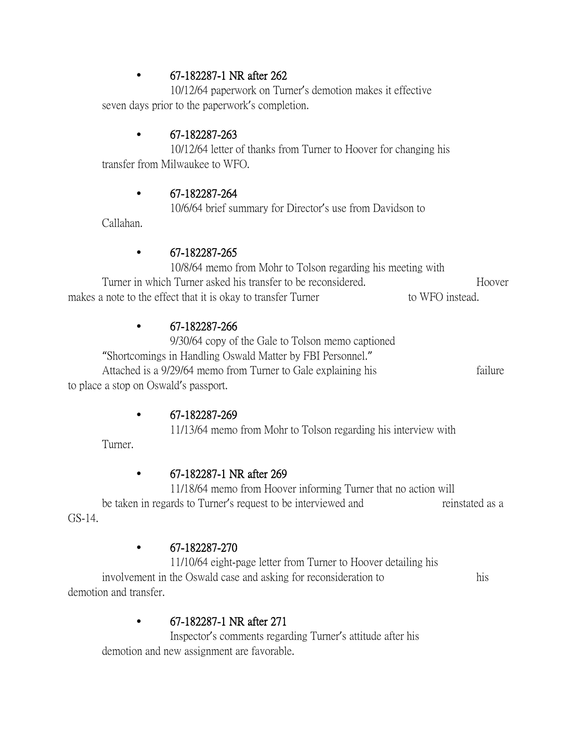- **67-182287-1 NR after 262**

  10/12/64 paperwork on Turner's demotion makes it effective seven days prior to the paperwork's completion.

- **67-182287-263**

  10/12/64 letter of thanks from Turner to Hoover for changing his transfer from Milwaukee to WFO.

- **67-182287-264**

  10/6/64 brief summary for Director's use from Davidson to Callahan.

- **67-182287-265**

  10/8/64 memo from Mohr to Tolson regarding his meeting with Turner in which Turner asked his transfer to be reconsidered. Hoover makes a note to the effect that it is okay to transfer Turner to WFO instead.

- **67-182287-266**

  9/30/64 copy of the Gale to Tolson memo captioned "Shortcomings in Handling Oswald Matter by FBI Personnel." Attached is a 9/29/64 memo from Turner to Gale explaining his failure to place a stop on Oswald's passport.

- **67-182287-269**

  11/13/64 memo from Mohr to Tolson regarding his interview with Turner.

- **67-182287-1 NR after 269**

  11/18/64 memo from Hoover informing Turner that no action will be taken in regards to Turner's request to be interviewed and reinstated as a GS-14.

- **67-182287-270**

  11/10/64 eight-page letter from Turner to Hoover detailing his involvement in the Oswald case and asking for reconsideration to his demotion and transfer.

- **67-182287-1 NR after 271**

  Inspector's comments regarding Turner's attitude after his demotion and new assignment are favorable.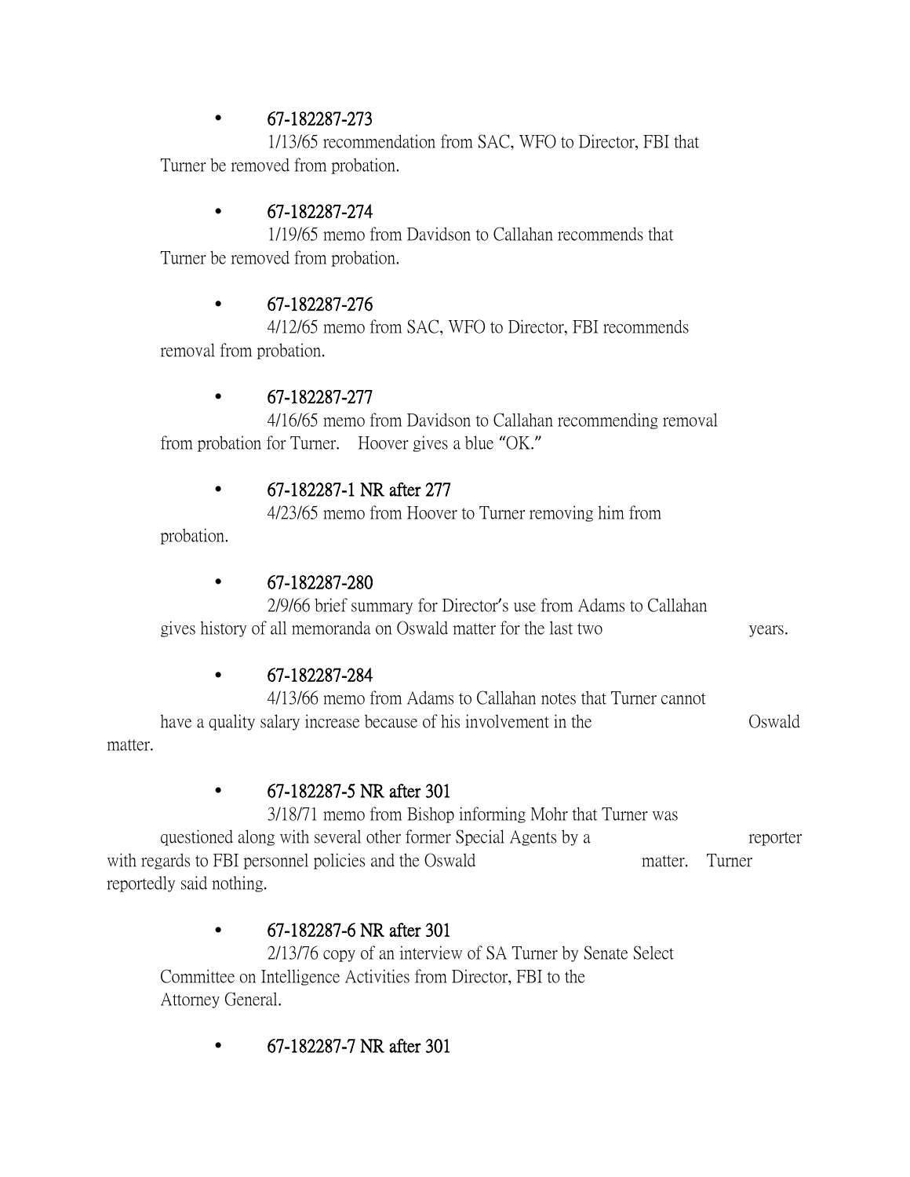- **67-182287-273**

  1/13/65 recommendation from SAC, WFO to Director, FBI that Turner be removed from probation.

- **67-182287-274**

  1/19/65 memo from Davidson to Callahan recommends that Turner be removed from probation.

- **67-182287-276**

  4/12/65 memo from SAC, WFO to Director, FBI recommends removal from probation.

- **67-182287-277**

  4/16/65 memo from Davidson to Callahan recommending removal from probation for Turner. Hoover gives a blue "OK."

- **67-182287-1 NR after 277**

  4/23/65 memo from Hoover to Turner removing him from probation.

- **67-182287-280**

  2/9/66 brief summary for Director's use from Adams to Callahan gives history of all memoranda on Oswald matter for the last two years.

- **67-182287-284**

  4/13/66 memo from Adams to Callahan notes that Turner cannot have a quality salary increase because of his involvement in the Oswald matter.

- **67-182287-5 NR after 301**

  3/18/71 memo from Bishop informing Mohr that Turner was questioned along with several other former Special Agents by a reporter with regards to FBI personnel policies and the Oswald matter. Turner reportedly said nothing.

- **67-182287-6 NR after 301**

  2/13/76 copy of an interview of SA Turner by Senate Select Committee on Intelligence Activities from Director, FBI to the Attorney General.

- **67-182287-7 NR after 301**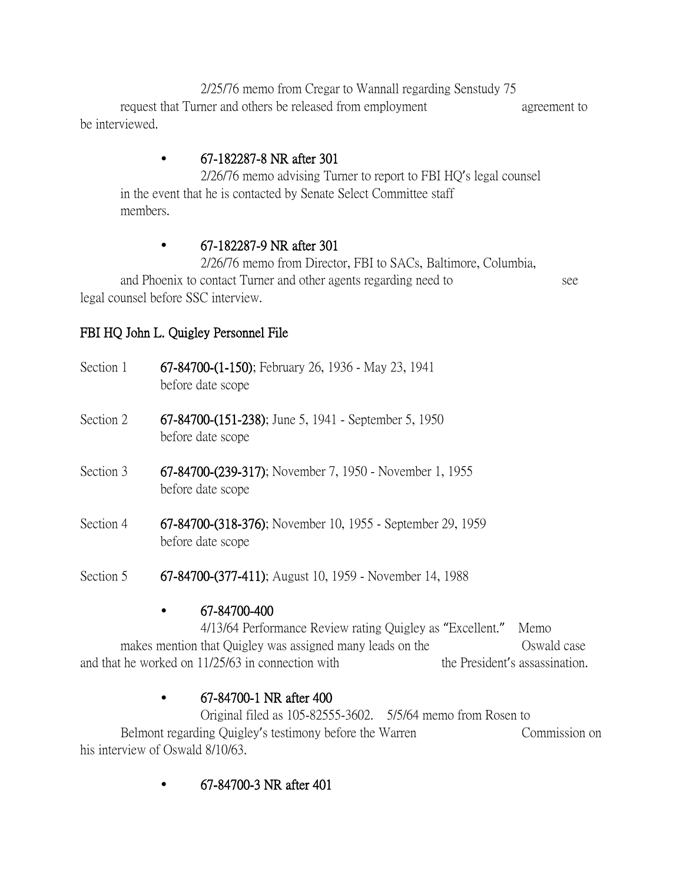2/25/76 memo from Cregar to Wannall regarding Senstudy 75 request that Turner and others be released from employment agreement to be interviewed.

- **67-182287-8 NR after 301**

  2/26/76 memo advising Turner to report to FBI HQ's legal counsel in the event that he is contacted by Senate Select Committee staff members.

- **67-182287-9 NR after 301**

  2/26/76 memo from Director, FBI to SACs, Baltimore, Columbia, and Phoenix to contact Turner and other agents regarding need to see legal counsel before SSC interview.

**FBI HQ John L. Quigley Personnel File**

Section 1 **67-84700-(1-150)**; February 26, 1936 - May 23, 1941
before date scope

Section 2 **67-84700-(151-238)**; June 5, 1941 - September 5, 1950
before date scope

Section 3 **67-84700-(239-317)**; November 7, 1950 - November 1, 1955
before date scope

Section 4 **67-84700-(318-376)**; November 10, 1955 - September 29, 1959
before date scope

Section 5 **67-84700-(377-411)**; August 10, 1959 - November 14, 1988

- **67-84700-400**

  4/13/64 Performance Review rating Quigley as "Excellent." Memo makes mention that Quigley was assigned many leads on the Oswald case and that he worked on 11/25/63 in connection with the President's assassination.

- **67-84700-1 NR after 400**

  Original filed as 105-82555-3602. 5/5/64 memo from Rosen to Belmont regarding Quigley's testimony before the Warren Commission on his interview of Oswald 8/10/63.

- **67-84700-3 NR after 401**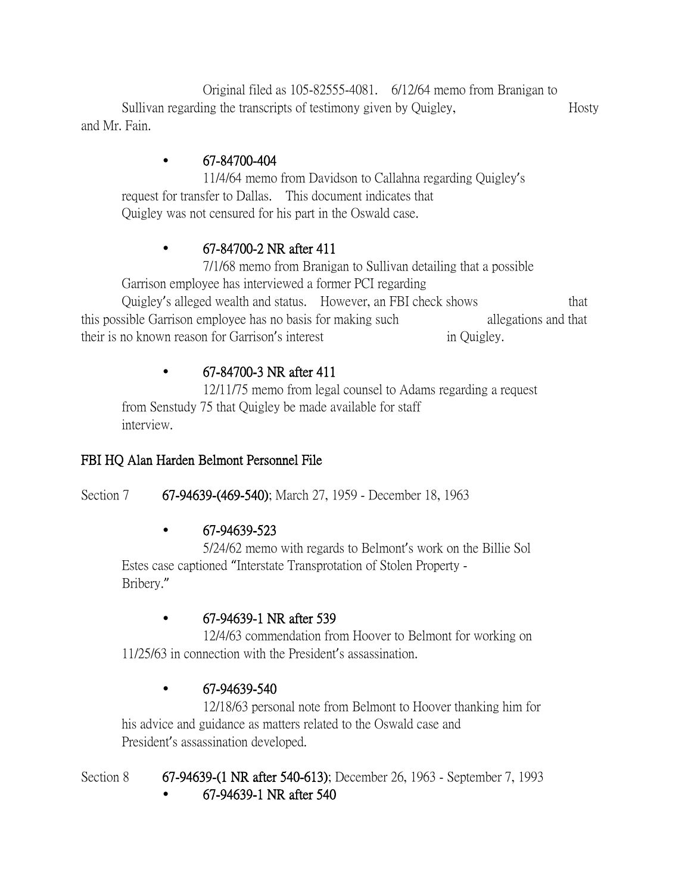Original filed as 105-82555-4081. 6/12/64 memo from Branigan to Sullivan regarding the transcripts of testimony given by Quigley, Hosty and Mr. Fain.

- **67-84700-404**

  11/4/64 memo from Davidson to Callahna regarding Quigley's request for transfer to Dallas. This document indicates that Quigley was not censured for his part in the Oswald case.

- **67-84700-2 NR after 411**

  7/1/68 memo from Branigan to Sullivan detailing that a possible Garrison employee has interviewed a former PCI regarding Quigley's alleged wealth and status. However, an FBI check shows that this possible Garrison employee has no basis for making such allegations and that their is no known reason for Garrison's interest in Quigley.

- **67-84700-3 NR after 411**

  12/11/75 memo from legal counsel to Adams regarding a request from Senstudy 75 that Quigley be made available for staff interview.

**FBI HQ Alan Harden Belmont Personnel File**

Section 7 **67-94639-(469-540)**; March 27, 1959 - December 18, 1963

- **67-94639-523**

  5/24/62 memo with regards to Belmont's work on the Billie Sol Estes case captioned "Interstate Transprotation of Stolen Property - Bribery."

- **67-94639-1 NR after 539**

  12/4/63 commendation from Hoover to Belmont for working on 11/25/63 in connection with the President's assassination.

- **67-94639-540**

  12/18/63 personal note from Belmont to Hoover thanking him for his advice and guidance as matters related to the Oswald case and President's assassination developed.

Section 8 **67-94639-(1 NR after 540-613)**; December 26, 1963 - September 7, 1993

- **67-94639-1 NR after 540**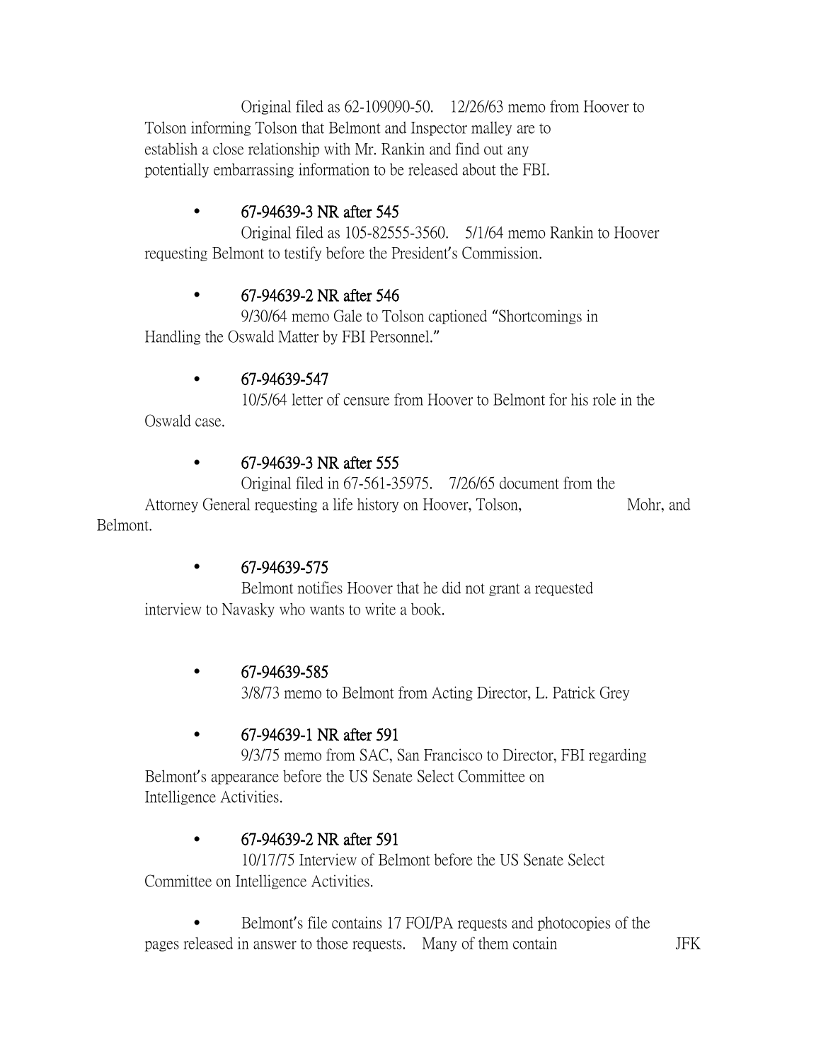Original filed as 62-109090-50. 12/26/63 memo from Hoover to Tolson informing Tolson that Belmont and Inspector malley are to establish a close relationship with Mr. Rankin and find out any potentially embarrassing information to be released about the FBI.

- 67-94639-3 NR after 545

  Original filed as 105-82555-3560. 5/1/64 memo Rankin to Hoover requesting Belmont to testify before the President's Commission.

- 67-94639-2 NR after 546

  9/30/64 memo Gale to Tolson captioned "Shortcomings in Handling the Oswald Matter by FBI Personnel."

- 67-94639-547

  10/5/64 letter of censure from Hoover to Belmont for his role in the Oswald case.

- 67-94639-3 NR after 555

  Original filed in 67-561-35975. 7/26/65 document from the Attorney General requesting a life history on Hoover, Tolson, Mohr, and Belmont.

- 67-94639-575

  Belmont notifies Hoover that he did not grant a requested interview to Navasky who wants to write a book.

- 67-94639-585

  3/8/73 memo to Belmont from Acting Director, L. Patrick Grey

- 67-94639-1 NR after 591

  9/3/75 memo from SAC, San Francisco to Director, FBI regarding Belmont's appearance before the US Senate Select Committee on Intelligence Activities.

- 67-94639-2 NR after 591

  10/17/75 Interview of Belmont before the US Senate Select Committee on Intelligence Activities.

- Belmont's file contains 17 FOI/PA requests and photocopies of the pages released in answer to those requests. Many of them contain JFK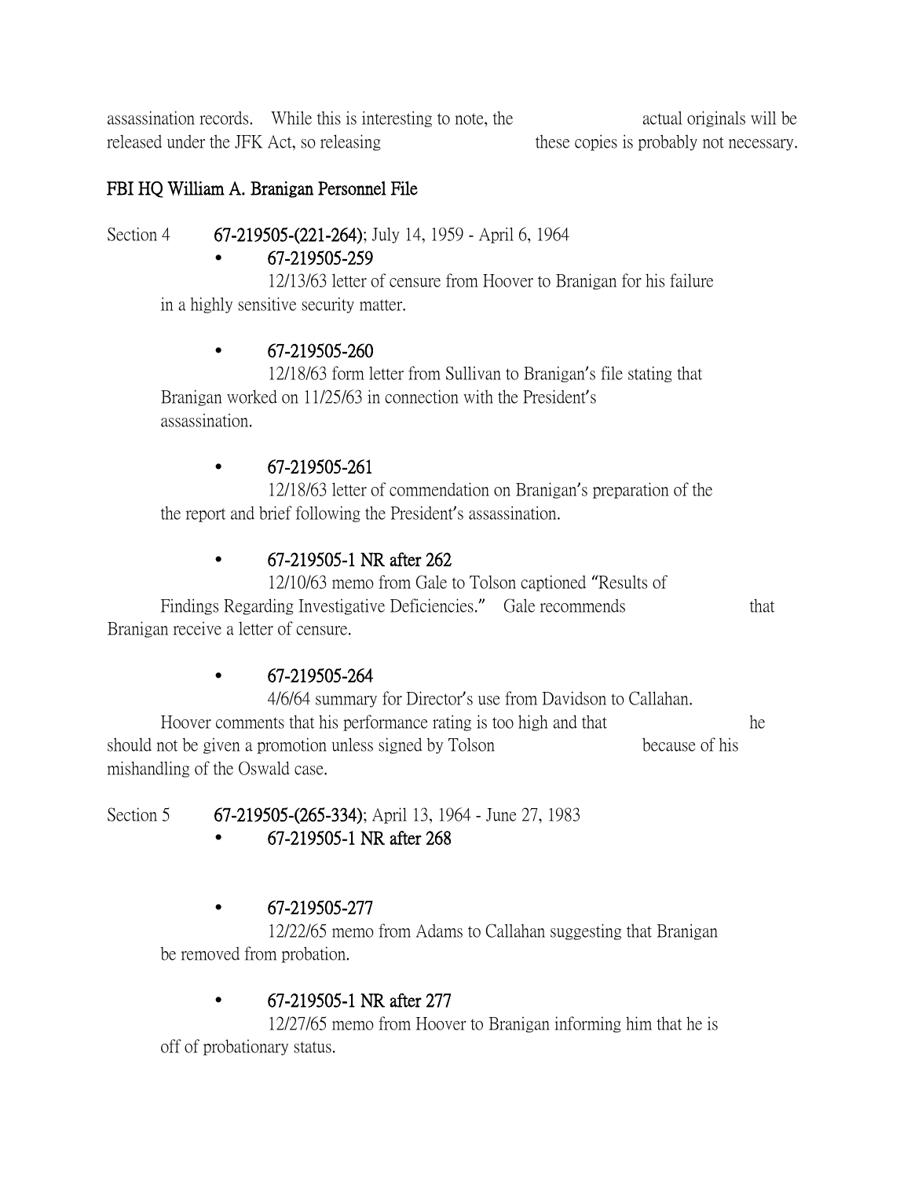assassination records. While this is interesting to note, the actual originals will be released under the JFK Act, so releasing these copies is probably not necessary.

**FBI HQ William A. Branigan Personnel File**

Section 4 **67-219505-(221-264)**; July 14, 1959 - April 6, 1964

- **67-219505-259**
  12/13/63 letter of censure from Hoover to Branigan for his failure in a highly sensitive security matter.

- **67-219505-260**
  12/18/63 form letter from Sullivan to Branigan's file stating that Branigan worked on 11/25/63 in connection with the President's assassination.

- **67-219505-261**
  12/18/63 letter of commendation on Branigan's preparation of the the report and brief following the President's assassination.

- **67-219505-1 NR after 262**
  12/10/63 memo from Gale to Tolson captioned "Results of Findings Regarding Investigative Deficiencies." Gale recommends that Branigan receive a letter of censure.

- **67-219505-264**
  4/6/64 summary for Director's use from Davidson to Callahan. Hoover comments that his performance rating is too high and that he should not be given a promotion unless signed by Tolson because of his mishandling of the Oswald case.

Section 5 **67-219505-(265-334)**; April 13, 1964 - June 27, 1983

- **67-219505-1 NR after 268**

- **67-219505-277**
  12/22/65 memo from Adams to Callahan suggesting that Branigan be removed from probation.

- **67-219505-1 NR after 277**
  12/27/65 memo from Hoover to Branigan informing him that he is off of probationary status.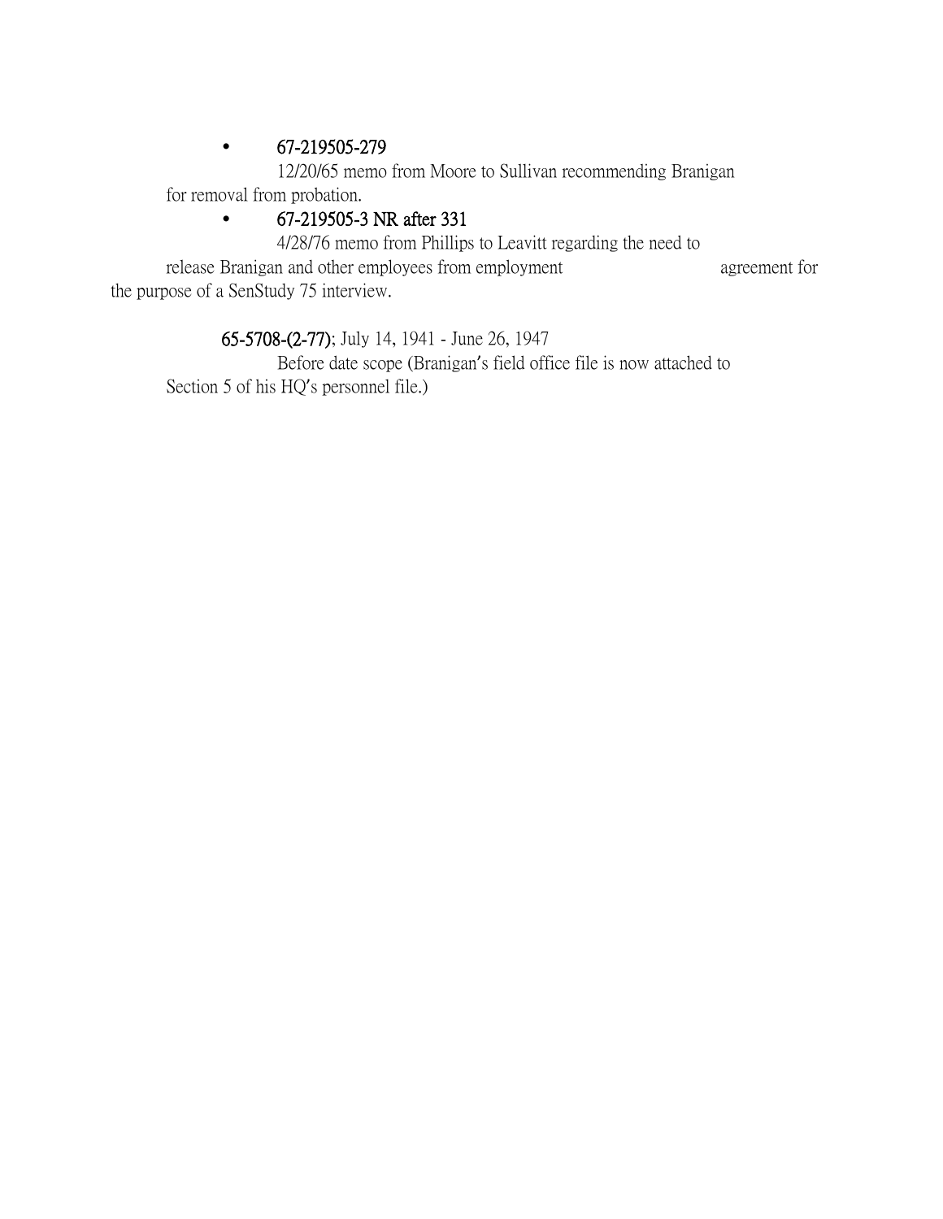- **67-219505-279**

  12/20/65 memo from Moore to Sullivan recommending Branigan for removal from probation.

- **67-219505-3 NR after 331**

  4/28/76 memo from Phillips to Leavitt regarding the need to release Branigan and other employees from employment agreement for the purpose of a SenStudy 75 interview.

**65-5708-(2-77)**; July 14, 1941 - June 26, 1947

Before date scope (Branigan's field office file is now attached to Section 5 of his HQ's personnel file.)